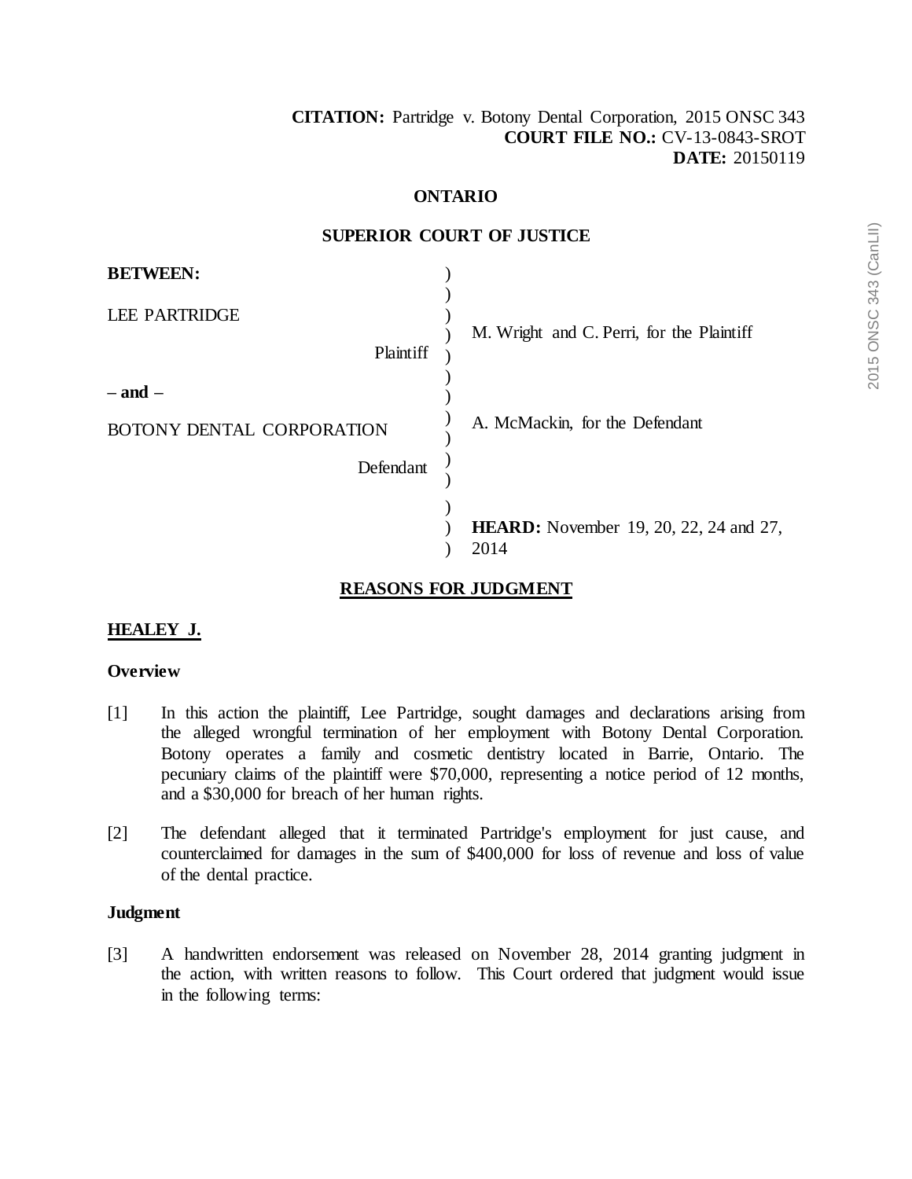**CITATION:** Partridge v. Botony Dental Corporation, 2015 ONSC 343
**COURT FILE NO.:** CV-13-0843-SROT
**DATE:** 20150119

**ONTARIO**

**SUPERIOR COURT OF JUSTICE**

| | |
|---|---|
| **BETWEEN:** | |
| LEE PARTRIDGE<br>Plaintiff | M. Wright and C. Perri, for the Plaintiff |
| – and – | |
| BOTONY DENTAL CORPORATION<br>Defendant | A. McMackin, for the Defendant |
| | **HEARD:** November 19, 20, 22, 24 and 27, 2014 |

## REASONS FOR JUDGMENT

**HEALEY J.**

### Overview

[1] In this action the plaintiff, Lee Partridge, sought damages and declarations arising from the alleged wrongful termination of her employment with Botony Dental Corporation. Botony operates a family and cosmetic dentistry located in Barrie, Ontario. The pecuniary claims of the plaintiff were $70,000, representing a notice period of 12 months, and a $30,000 for breach of her human rights.

[2] The defendant alleged that it terminated Partridge's employment for just cause, and counterclaimed for damages in the sum of $400,000 for loss of revenue and loss of value of the dental practice.

### Judgment

[3] A handwritten endorsement was released on November 28, 2014 granting judgment in the action, with written reasons to follow. This Court ordered that judgment would issue in the following terms: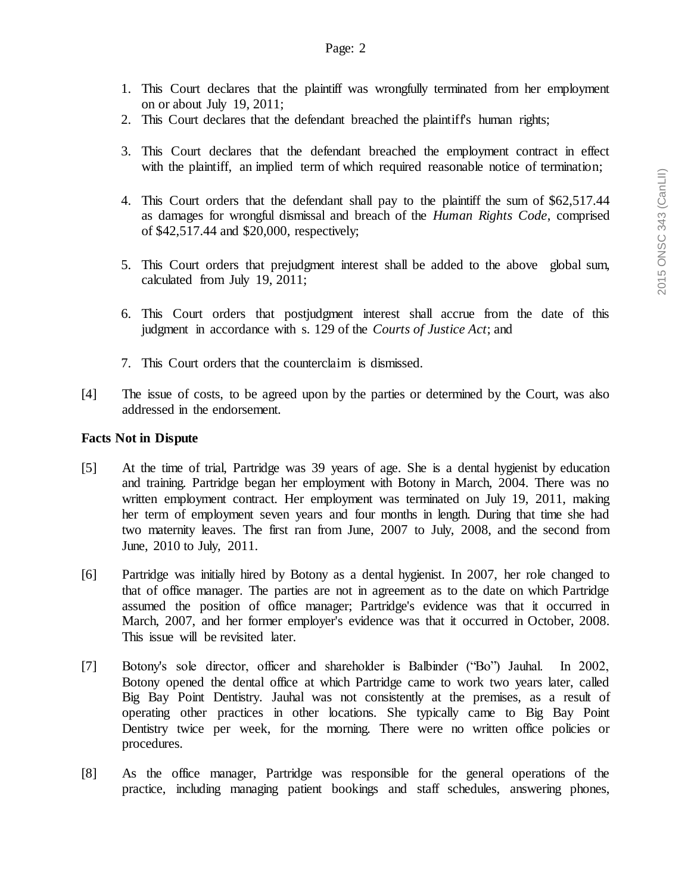1. This Court declares that the plaintiff was wrongfully terminated from her employment on or about July 19, 2011;
2. This Court declares that the defendant breached the plaintiff's human rights;
3. This Court declares that the defendant breached the employment contract in effect with the plaintiff, an implied term of which required reasonable notice of termination;
4. This Court orders that the defendant shall pay to the plaintiff the sum of $62,517.44 as damages for wrongful dismissal and breach of the *Human Rights Code*, comprised of $42,517.44 and $20,000, respectively;
5. This Court orders that prejudgment interest shall be added to the above global sum, calculated from July 19, 2011;
6. This Court orders that postjudgment interest shall accrue from the date of this judgment in accordance with s. 129 of the *Courts of Justice Act*; and
7. This Court orders that the counterclaim is dismissed.

[4] The issue of costs, to be agreed upon by the parties or determined by the Court, was also addressed in the endorsement.

**Facts Not in Dispute**

[5] At the time of trial, Partridge was 39 years of age. She is a dental hygienist by education and training. Partridge began her employment with Botony in March, 2004. There was no written employment contract. Her employment was terminated on July 19, 2011, making her term of employment seven years and four months in length. During that time she had two maternity leaves. The first ran from June, 2007 to July, 2008, and the second from June, 2010 to July, 2011.

[6] Partridge was initially hired by Botony as a dental hygienist. In 2007, her role changed to that of office manager. The parties are not in agreement as to the date on which Partridge assumed the position of office manager; Partridge's evidence was that it occurred in March, 2007, and her former employer's evidence was that it occurred in October, 2008. This issue will be revisited later.

[7] Botony's sole director, officer and shareholder is Balbinder ("Bo") Jauhal. In 2002, Botony opened the dental office at which Partridge came to work two years later, called Big Bay Point Dentistry. Jauhal was not consistently at the premises, as a result of operating other practices in other locations. She typically came to Big Bay Point Dentistry twice per week, for the morning. There were no written office policies or procedures.

[8] As the office manager, Partridge was responsible for the general operations of the practice, including managing patient bookings and staff schedules, answering phones,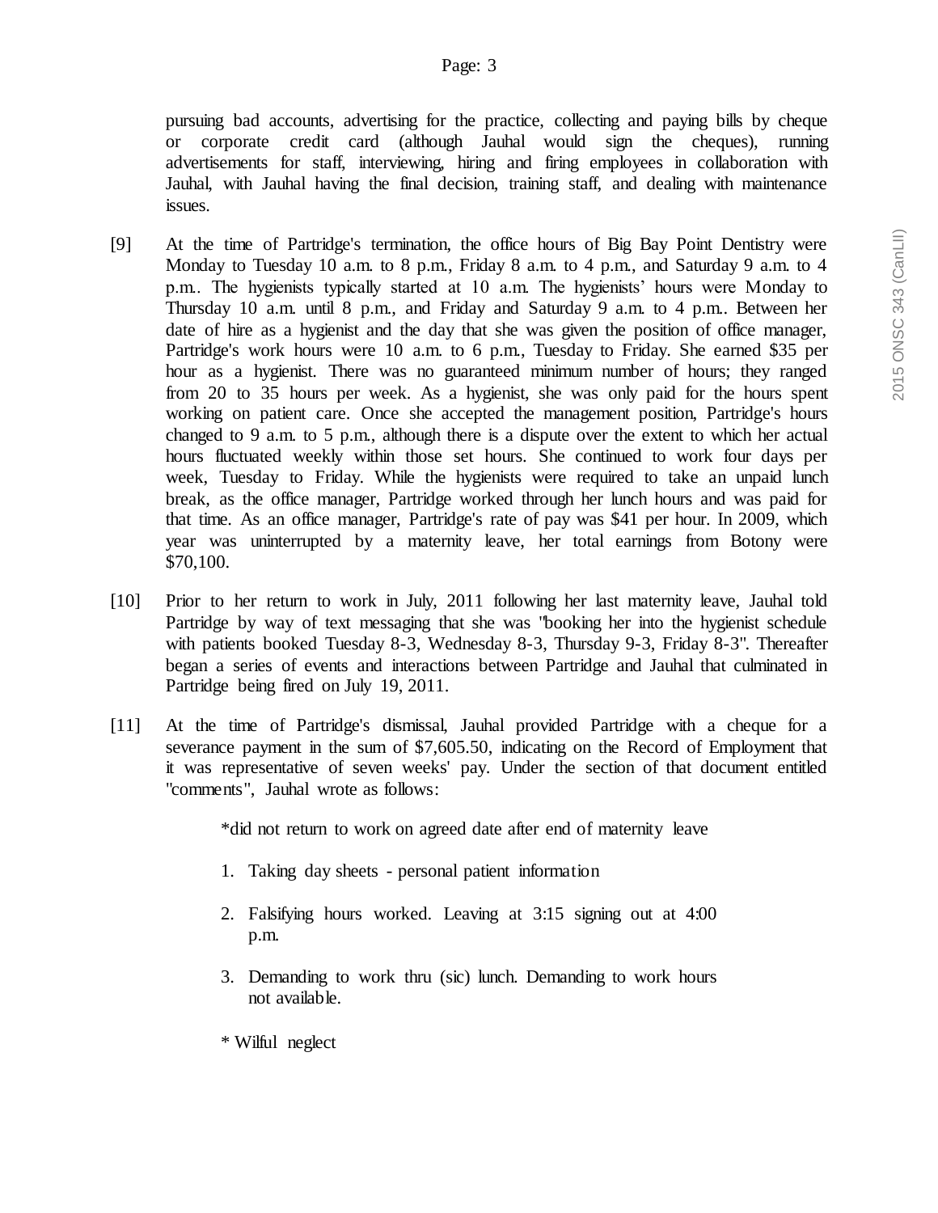pursuing bad accounts, advertising for the practice, collecting and paying bills by cheque or corporate credit card (although Jauhal would sign the cheques), running advertisements for staff, interviewing, hiring and firing employees in collaboration with Jauhal, with Jauhal having the final decision, training staff, and dealing with maintenance issues.

[9] At the time of Partridge's termination, the office hours of Big Bay Point Dentistry were Monday to Tuesday 10 a.m. to 8 p.m., Friday 8 a.m. to 4 p.m., and Saturday 9 a.m. to 4 p.m.. The hygienists typically started at 10 a.m. The hygienists' hours were Monday to Thursday 10 a.m. until 8 p.m., and Friday and Saturday 9 a.m. to 4 p.m.. Between her date of hire as a hygienist and the day that she was given the position of office manager, Partridge's work hours were 10 a.m. to 6 p.m., Tuesday to Friday. She earned $35 per hour as a hygienist. There was no guaranteed minimum number of hours; they ranged from 20 to 35 hours per week. As a hygienist, she was only paid for the hours spent working on patient care. Once she accepted the management position, Partridge's hours changed to 9 a.m. to 5 p.m., although there is a dispute over the extent to which her actual hours fluctuated weekly within those set hours. She continued to work four days per week, Tuesday to Friday. While the hygienists were required to take an unpaid lunch break, as the office manager, Partridge worked through her lunch hours and was paid for that time. As an office manager, Partridge's rate of pay was $41 per hour. In 2009, which year was uninterrupted by a maternity leave, her total earnings from Botony were $70,100.

[10] Prior to her return to work in July, 2011 following her last maternity leave, Jauhal told Partridge by way of text messaging that she was "booking her into the hygienist schedule with patients booked Tuesday 8-3, Wednesday 8-3, Thursday 9-3, Friday 8-3". Thereafter began a series of events and interactions between Partridge and Jauhal that culminated in Partridge being fired on July 19, 2011.

[11] At the time of Partridge's dismissal, Jauhal provided Partridge with a cheque for a severance payment in the sum of $7,605.50, indicating on the Record of Employment that it was representative of seven weeks' pay. Under the section of that document entitled "comments", Jauhal wrote as follows:

> *did not return to work on agreed date after end of maternity leave
>
> 1. Taking day sheets - personal patient information
> 2. Falsifying hours worked. Leaving at 3:15 signing out at 4:00 p.m.
> 3. Demanding to work thru (sic) lunch. Demanding to work hours not available.
>
> * Wilful neglect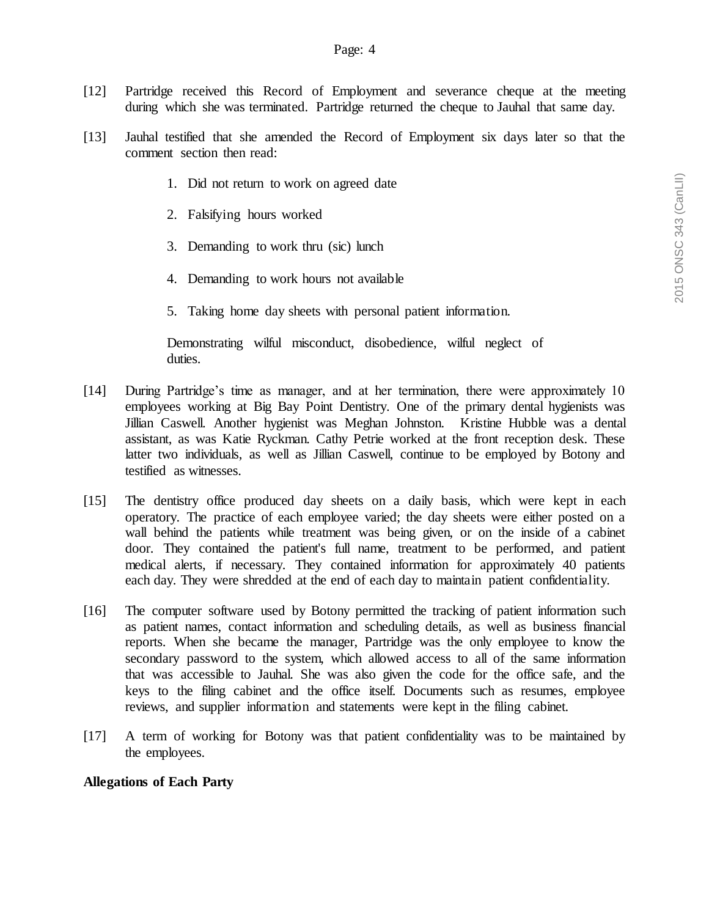[12] Partridge received this Record of Employment and severance cheque at the meeting during which she was terminated. Partridge returned the cheque to Jauhal that same day.

[13] Jauhal testified that she amended the Record of Employment six days later so that the comment section then read:

> 1. Did not return to work on agreed date
> 2. Falsifying hours worked
> 3. Demanding to work thru (sic) lunch
> 4. Demanding to work hours not available
> 5. Taking home day sheets with personal patient information.
>
> Demonstrating wilful misconduct, disobedience, wilful neglect of duties.

[14] During Partridge's time as manager, and at her termination, there were approximately 10 employees working at Big Bay Point Dentistry. One of the primary dental hygienists was Jillian Caswell. Another hygienist was Meghan Johnston. Kristine Hubble was a dental assistant, as was Katie Ryckman. Cathy Petrie worked at the front reception desk. These latter two individuals, as well as Jillian Caswell, continue to be employed by Botony and testified as witnesses.

[15] The dentistry office produced day sheets on a daily basis, which were kept in each operatory. The practice of each employee varied; the day sheets were either posted on a wall behind the patients while treatment was being given, or on the inside of a cabinet door. They contained the patient's full name, treatment to be performed, and patient medical alerts, if necessary. They contained information for approximately 40 patients each day. They were shredded at the end of each day to maintain patient confidentiality.

[16] The computer software used by Botony permitted the tracking of patient information such as patient names, contact information and scheduling details, as well as business financial reports. When she became the manager, Partridge was the only employee to know the secondary password to the system, which allowed access to all of the same information that was accessible to Jauhal. She was also given the code for the office safe, and the keys to the filing cabinet and the office itself. Documents such as resumes, employee reviews, and supplier information and statements were kept in the filing cabinet.

[17] A term of working for Botony was that patient confidentiality was to be maintained by the employees.

**Allegations of Each Party**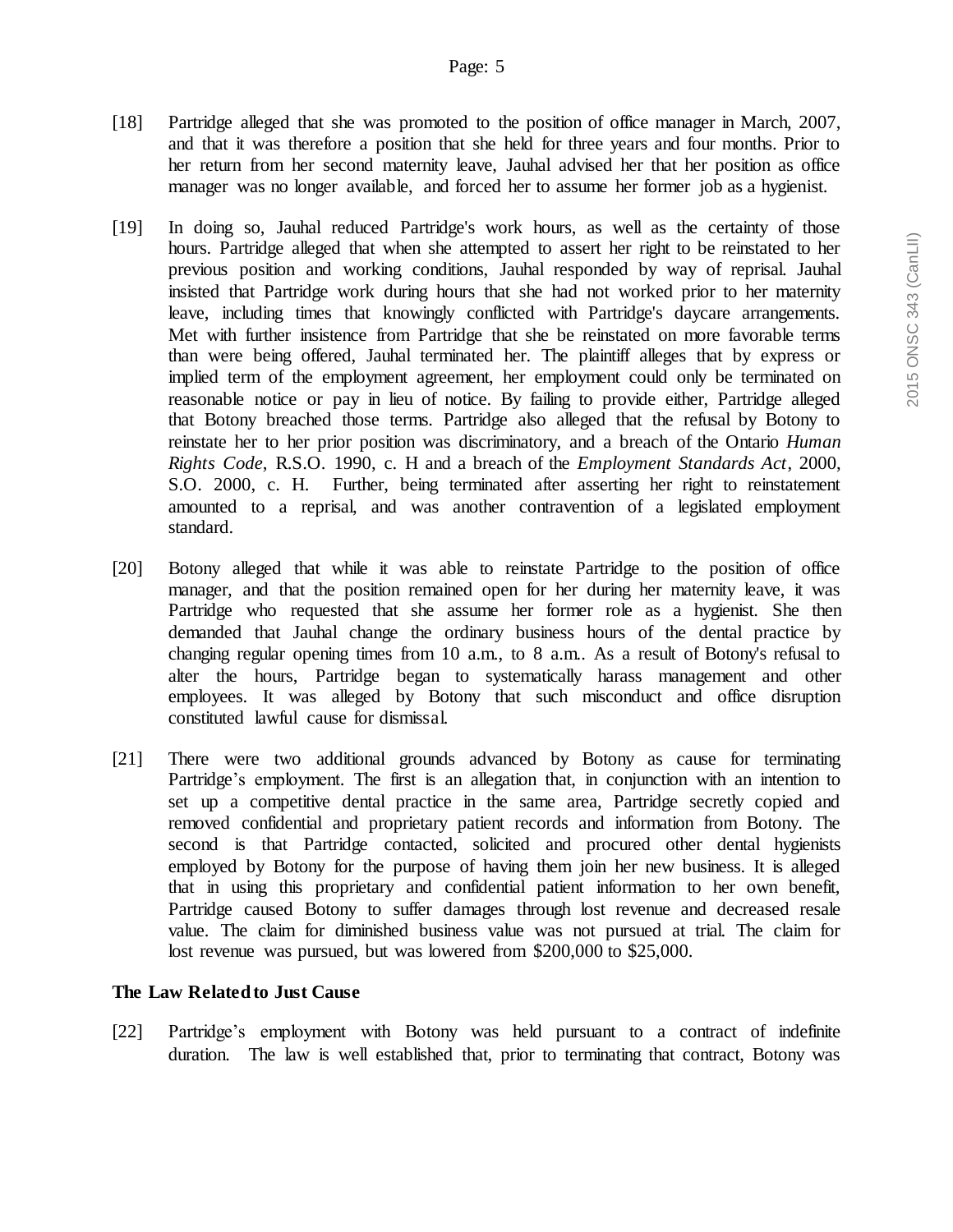[18] Partridge alleged that she was promoted to the position of office manager in March, 2007, and that it was therefore a position that she held for three years and four months. Prior to her return from her second maternity leave, Jauhal advised her that her position as office manager was no longer available, and forced her to assume her former job as a hygienist.

[19] In doing so, Jauhal reduced Partridge's work hours, as well as the certainty of those hours. Partridge alleged that when she attempted to assert her right to be reinstated to her previous position and working conditions, Jauhal responded by way of reprisal. Jauhal insisted that Partridge work during hours that she had not worked prior to her maternity leave, including times that knowingly conflicted with Partridge's daycare arrangements. Met with further insistence from Partridge that she be reinstated on more favorable terms than were being offered, Jauhal terminated her. The plaintiff alleges that by express or implied term of the employment agreement, her employment could only be terminated on reasonable notice or pay in lieu of notice. By failing to provide either, Partridge alleged that Botony breached those terms. Partridge also alleged that the refusal by Botony to reinstate her to her prior position was discriminatory, and a breach of the Ontario *Human Rights Code*, R.S.O. 1990, c. H and a breach of the *Employment Standards Act*, 2000, S.O. 2000, c. H. Further, being terminated after asserting her right to reinstatement amounted to a reprisal, and was another contravention of a legislated employment standard.

[20] Botony alleged that while it was able to reinstate Partridge to the position of office manager, and that the position remained open for her during her maternity leave, it was Partridge who requested that she assume her former role as a hygienist. She then demanded that Jauhal change the ordinary business hours of the dental practice by changing regular opening times from 10 a.m., to 8 a.m.. As a result of Botony's refusal to alter the hours, Partridge began to systematically harass management and other employees. It was alleged by Botony that such misconduct and office disruption constituted lawful cause for dismissal.

[21] There were two additional grounds advanced by Botony as cause for terminating Partridge's employment. The first is an allegation that, in conjunction with an intention to set up a competitive dental practice in the same area, Partridge secretly copied and removed confidential and proprietary patient records and information from Botony. The second is that Partridge contacted, solicited and procured other dental hygienists employed by Botony for the purpose of having them join her new business. It is alleged that in using this proprietary and confidential patient information to her own benefit, Partridge caused Botony to suffer damages through lost revenue and decreased resale value. The claim for diminished business value was not pursued at trial. The claim for lost revenue was pursued, but was lowered from $200,000 to $25,000.

**The Law Related to Just Cause**

[22] Partridge's employment with Botony was held pursuant to a contract of indefinite duration. The law is well established that, prior to terminating that contract, Botony was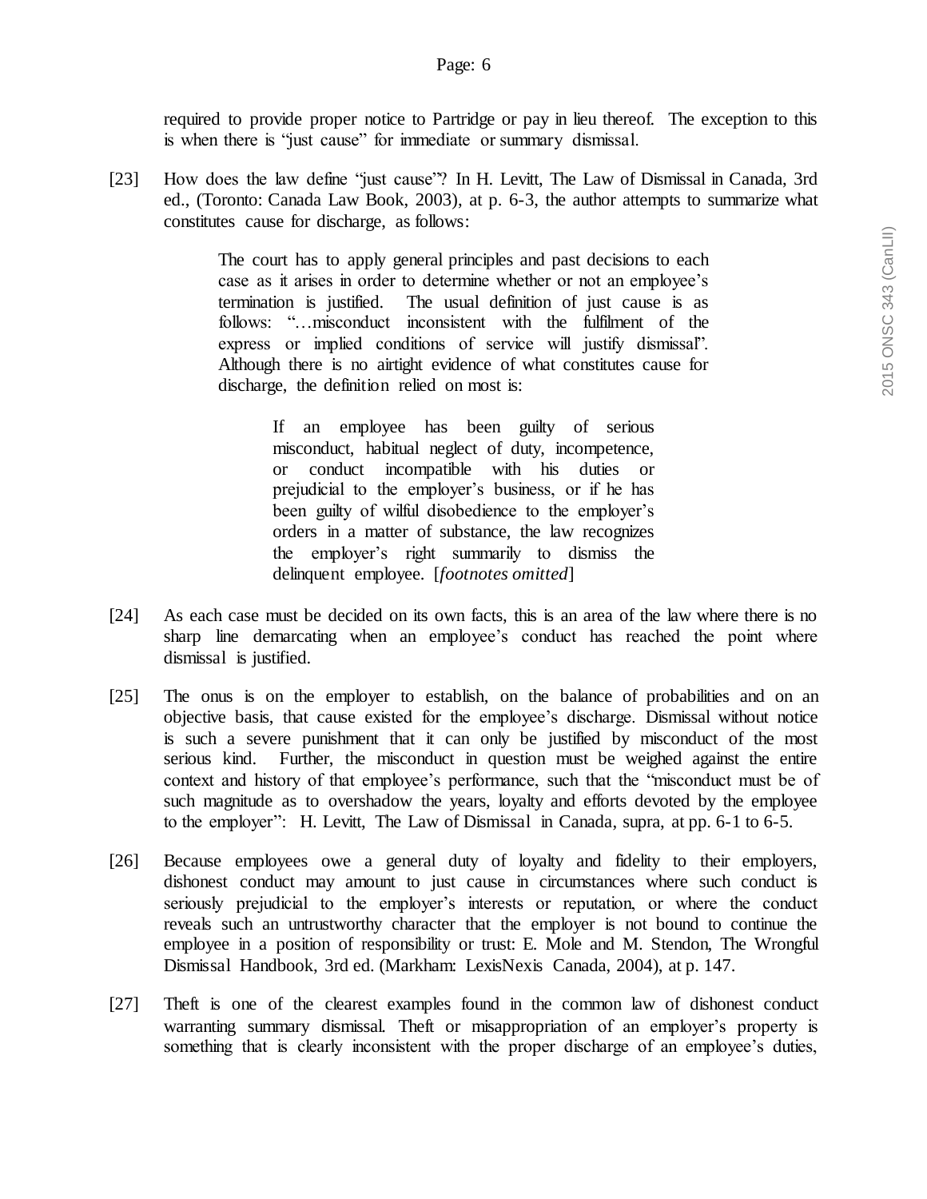required to provide proper notice to Partridge or pay in lieu thereof. The exception to this is when there is "just cause" for immediate or summary dismissal.

[23] How does the law define "just cause"? In H. Levitt, The Law of Dismissal in Canada, 3rd ed., (Toronto: Canada Law Book, 2003), at p. 6-3, the author attempts to summarize what constitutes cause for discharge, as follows:

> The court has to apply general principles and past decisions to each case as it arises in order to determine whether or not an employee's termination is justified. The usual definition of just cause is as follows: "…misconduct inconsistent with the fulfilment of the express or implied conditions of service will justify dismissal". Although there is no airtight evidence of what constitutes cause for discharge, the definition relied on most is:
>
> > If an employee has been guilty of serious misconduct, habitual neglect of duty, incompetence, or conduct incompatible with his duties or prejudicial to the employer's business, or if he has been guilty of wilful disobedience to the employer's orders in a matter of substance, the law recognizes the employer's right summarily to dismiss the delinquent employee. [*footnotes omitted*]

[24] As each case must be decided on its own facts, this is an area of the law where there is no sharp line demarcating when an employee's conduct has reached the point where dismissal is justified.

[25] The onus is on the employer to establish, on the balance of probabilities and on an objective basis, that cause existed for the employee's discharge. Dismissal without notice is such a severe punishment that it can only be justified by misconduct of the most serious kind. Further, the misconduct in question must be weighed against the entire context and history of that employee's performance, such that the "misconduct must be of such magnitude as to overshadow the years, loyalty and efforts devoted by the employee to the employer": H. Levitt, The Law of Dismissal in Canada, supra, at pp. 6-1 to 6-5.

[26] Because employees owe a general duty of loyalty and fidelity to their employers, dishonest conduct may amount to just cause in circumstances where such conduct is seriously prejudicial to the employer's interests or reputation, or where the conduct reveals such an untrustworthy character that the employer is not bound to continue the employee in a position of responsibility or trust: E. Mole and M. Stendon, The Wrongful Dismissal Handbook, 3rd ed. (Markham: LexisNexis Canada, 2004), at p. 147.

[27] Theft is one of the clearest examples found in the common law of dishonest conduct warranting summary dismissal. Theft or misappropriation of an employer's property is something that is clearly inconsistent with the proper discharge of an employee's duties,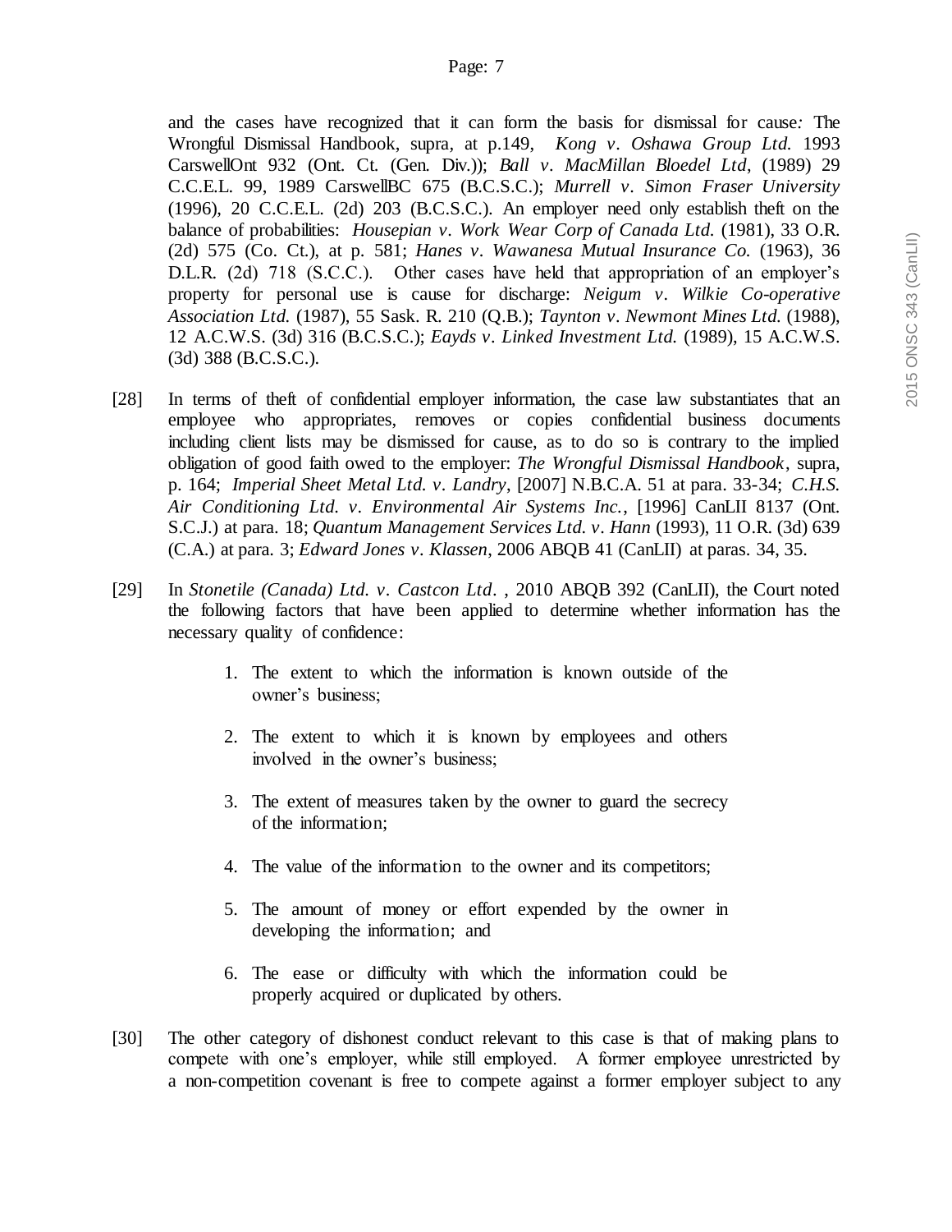and the cases have recognized that it can form the basis for dismissal for cause*:* The Wrongful Dismissal Handbook, supra, at p.149, *Kong v. Oshawa Group Ltd.* 1993 CarswellOnt 932 (Ont. Ct. (Gen. Div.)); *Ball v. MacMillan Bloedel Ltd*, (1989) 29 C.C.E.L. 99, 1989 CarswellBC 675 (B.C.S.C.); *Murrell v. Simon Fraser University* (1996), 20 C.C.E.L. (2d) 203 (B.C.S.C.). An employer need only establish theft on the balance of probabilities: *Housepian v. Work Wear Corp of Canada Ltd.* (1981), 33 O.R. (2d) 575 (Co. Ct.), at p. 581; *Hanes v. Wawanesa Mutual Insurance Co.* (1963), 36 D.L.R. (2d) 718 (S.C.C.). Other cases have held that appropriation of an employer's property for personal use is cause for discharge: *Neigum v. Wilkie Co-operative Association Ltd.* (1987), 55 Sask. R. 210 (Q.B.); *Taynton v. Newmont Mines Ltd.* (1988), 12 A.C.W.S. (3d) 316 (B.C.S.C.); *Eayds v. Linked Investment Ltd.* (1989), 15 A.C.W.S. (3d) 388 (B.C.S.C.).

[28] In terms of theft of confidential employer information, the case law substantiates that an employee who appropriates, removes or copies confidential business documents including client lists may be dismissed for cause, as to do so is contrary to the implied obligation of good faith owed to the employer: *The Wrongful Dismissal Handbook*, supra, p. 164; *Imperial Sheet Metal Ltd. v. Landry*, [2007] N.B.C.A. 51 at para. 33-34; *C.H.S. Air Conditioning Ltd. v. Environmental Air Systems Inc.*, [1996] CanLII 8137 (Ont. S.C.J.) at para. 18; *Quantum Management Services Ltd. v. Hann* (1993), 11 O.R. (3d) 639 (C.A.) at para. 3; *Edward Jones v. Klassen*, 2006 ABQB 41 (CanLII) at paras. 34, 35.

[29] In *Stonetile (Canada) Ltd. v. Castcon Ltd.* , 2010 ABQB 392 (CanLII), the Court noted the following factors that have been applied to determine whether information has the necessary quality of confidence:

> 1. The extent to which the information is known outside of the owner's business;
> 2. The extent to which it is known by employees and others involved in the owner's business;
> 3. The extent of measures taken by the owner to guard the secrecy of the information;
> 4. The value of the information to the owner and its competitors;
> 5. The amount of money or effort expended by the owner in developing the information; and
> 6. The ease or difficulty with which the information could be properly acquired or duplicated by others.

[30] The other category of dishonest conduct relevant to this case is that of making plans to compete with one's employer, while still employed. A former employee unrestricted by a non-competition covenant is free to compete against a former employer subject to any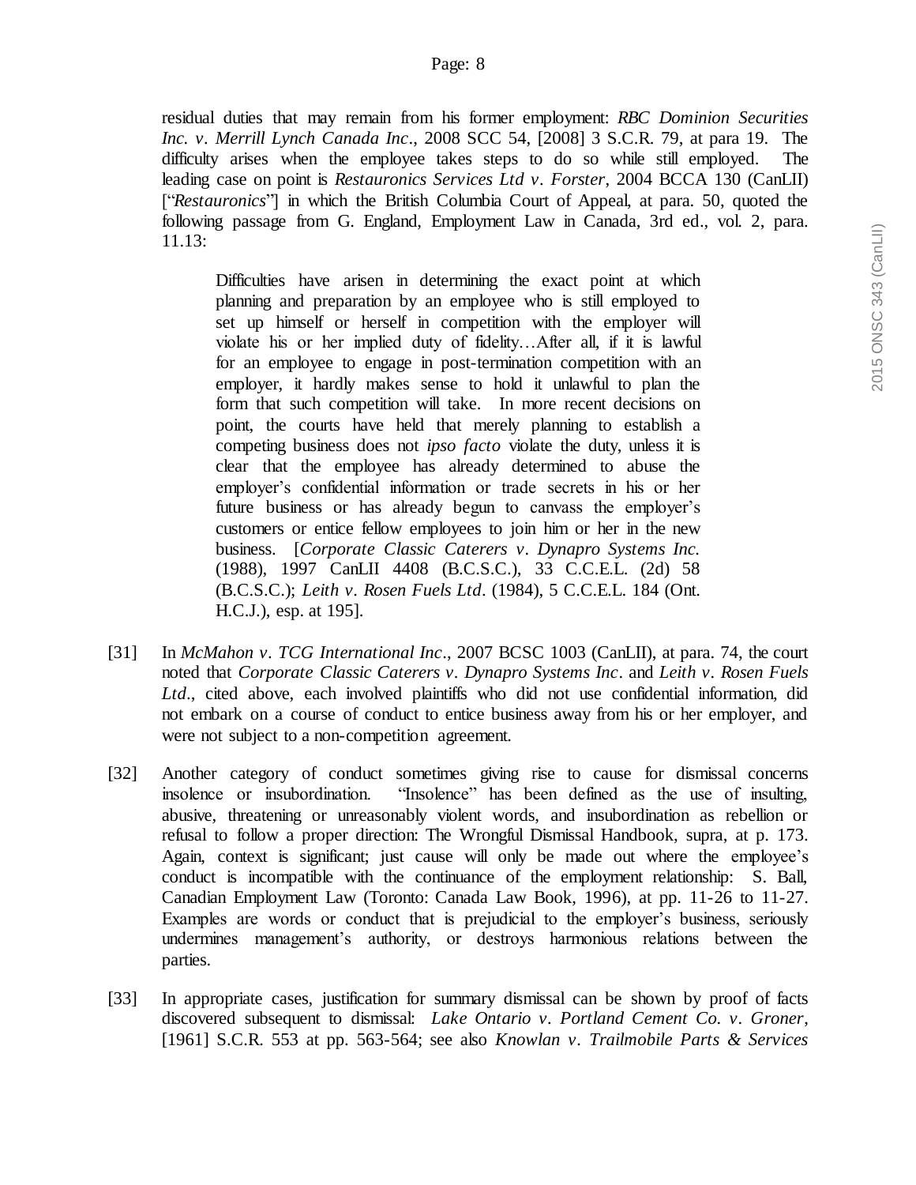residual duties that may remain from his former employment: *RBC Dominion Securities Inc. v. Merrill Lynch Canada Inc*., 2008 SCC 54, [2008] 3 S.C.R. 79, at para 19. The difficulty arises when the employee takes steps to do so while still employed. The leading case on point is *Restauronics Services Ltd v. Forster*, 2004 BCCA 130 (CanLII) ["*Restauronics*"] in which the British Columbia Court of Appeal, at para. 50, quoted the following passage from G. England, Employment Law in Canada, 3rd ed., vol. 2, para. 11.13:

> Difficulties have arisen in determining the exact point at which planning and preparation by an employee who is still employed to set up himself or herself in competition with the employer will violate his or her implied duty of fidelity…After all, if it is lawful for an employee to engage in post-termination competition with an employer, it hardly makes sense to hold it unlawful to plan the form that such competition will take. In more recent decisions on point, the courts have held that merely planning to establish a competing business does not *ipso facto* violate the duty, unless it is clear that the employee has already determined to abuse the employer's confidential information or trade secrets in his or her future business or has already begun to canvass the employer's customers or entice fellow employees to join him or her in the new business. [*Corporate Classic Caterers v. Dynapro Systems Inc.* (1988), 1997 CanLII 4408 (B.C.S.C.), 33 C.C.E.L. (2d) 58 (B.C.S.C.); *Leith v. Rosen Fuels Ltd*. (1984), 5 C.C.E.L. 184 (Ont. H.C.J.), esp. at 195].

[31] In *McMahon v. TCG International Inc*., 2007 BCSC 1003 (CanLII), at para. 74, the court noted that *Corporate Classic Caterers v. Dynapro Systems Inc*. and *Leith v. Rosen Fuels Ltd*., cited above, each involved plaintiffs who did not use confidential information, did not embark on a course of conduct to entice business away from his or her employer, and were not subject to a non-competition agreement.

[32] Another category of conduct sometimes giving rise to cause for dismissal concerns insolence or insubordination. "Insolence" has been defined as the use of insulting, abusive, threatening or unreasonably violent words, and insubordination as rebellion or refusal to follow a proper direction: The Wrongful Dismissal Handbook, supra, at p. 173. Again, context is significant; just cause will only be made out where the employee's conduct is incompatible with the continuance of the employment relationship: S. Ball, Canadian Employment Law (Toronto: Canada Law Book, 1996), at pp. 11-26 to 11-27. Examples are words or conduct that is prejudicial to the employer's business, seriously undermines management's authority, or destroys harmonious relations between the parties.

[33] In appropriate cases, justification for summary dismissal can be shown by proof of facts discovered subsequent to dismissal: *Lake Ontario v. Portland Cement Co. v. Groner*, [1961] S.C.R. 553 at pp. 563-564; see also *Knowlan v. Trailmobile Parts & Services*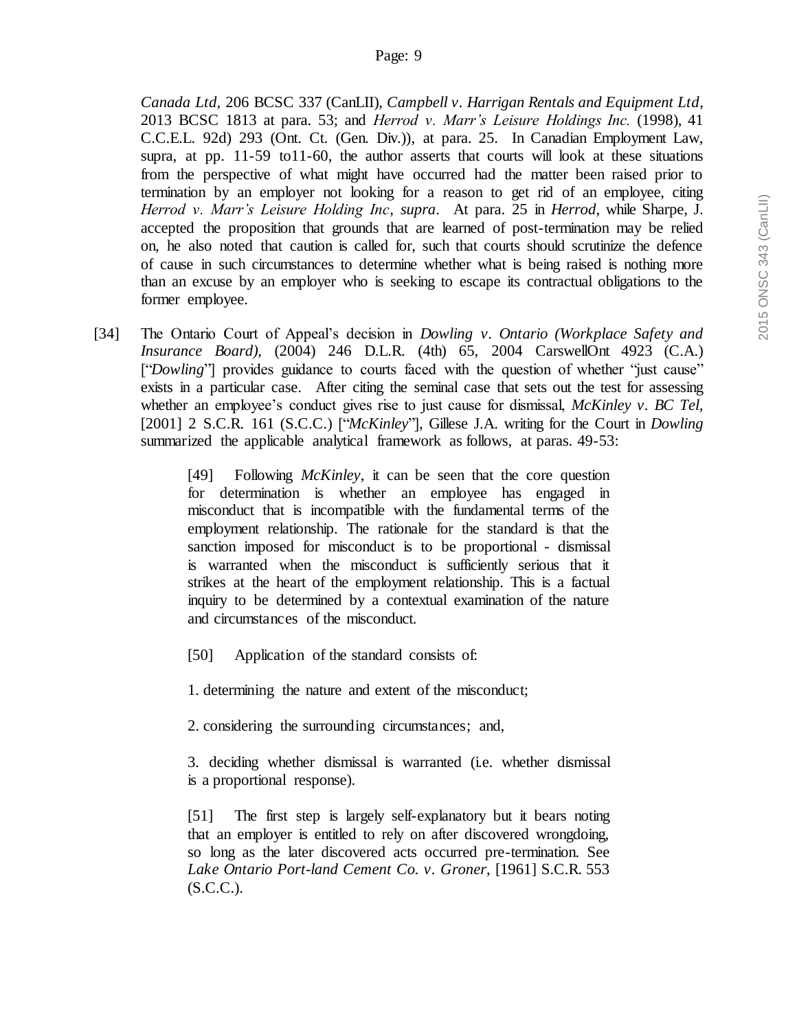*Canada Ltd*, 206 BCSC 337 (CanLII), *Campbell v. Harrigan Rentals and Equipment Ltd*, 2013 BCSC 1813 at para. 53; and *Herrod v. Marr's Leisure Holdings Inc.* (1998), 41 C.C.E.L. 92d) 293 (Ont. Ct. (Gen. Div.)), at para. 25. In Canadian Employment Law, supra, at pp. 11-59 to11-60, the author asserts that courts will look at these situations from the perspective of what might have occurred had the matter been raised prior to termination by an employer not looking for a reason to get rid of an employee, citing *Herrod v. Marr's Leisure Holding Inc*, *supra*. At para. 25 in *Herrod*, while Sharpe, J. accepted the proposition that grounds that are learned of post-termination may be relied on, he also noted that caution is called for, such that courts should scrutinize the defence of cause in such circumstances to determine whether what is being raised is nothing more than an excuse by an employer who is seeking to escape its contractual obligations to the former employee.

[34] The Ontario Court of Appeal's decision in *Dowling v. Ontario (Workplace Safety and Insurance Board)*, (2004) 246 D.L.R. (4th) 65, 2004 CarswellOnt 4923 (C.A.) ["*Dowling*"] provides guidance to courts faced with the question of whether "just cause" exists in a particular case. After citing the seminal case that sets out the test for assessing whether an employee's conduct gives rise to just cause for dismissal, *McKinley v. BC Tel*, [2001] 2 S.C.R. 161 (S.C.C.) ["*McKinley*"], Gillese J.A. writing for the Court in *Dowling* summarized the applicable analytical framework as follows, at paras. 49-53:

> [49] Following *McKinley*, it can be seen that the core question for determination is whether an employee has engaged in misconduct that is incompatible with the fundamental terms of the employment relationship. The rationale for the standard is that the sanction imposed for misconduct is to be proportional - dismissal is warranted when the misconduct is sufficiently serious that it strikes at the heart of the employment relationship. This is a factual inquiry to be determined by a contextual examination of the nature and circumstances of the misconduct.
>
> [50] Application of the standard consists of:
>
> 1. determining the nature and extent of the misconduct;
>
> 2. considering the surrounding circumstances; and,
>
> 3. deciding whether dismissal is warranted (i.e. whether dismissal is a proportional response).
>
> [51] The first step is largely self-explanatory but it bears noting that an employer is entitled to rely on after discovered wrongdoing, so long as the later discovered acts occurred pre-termination. See *Lake Ontario Port-land Cement Co. v. Groner*, [1961] S.C.R. 553 (S.C.C.).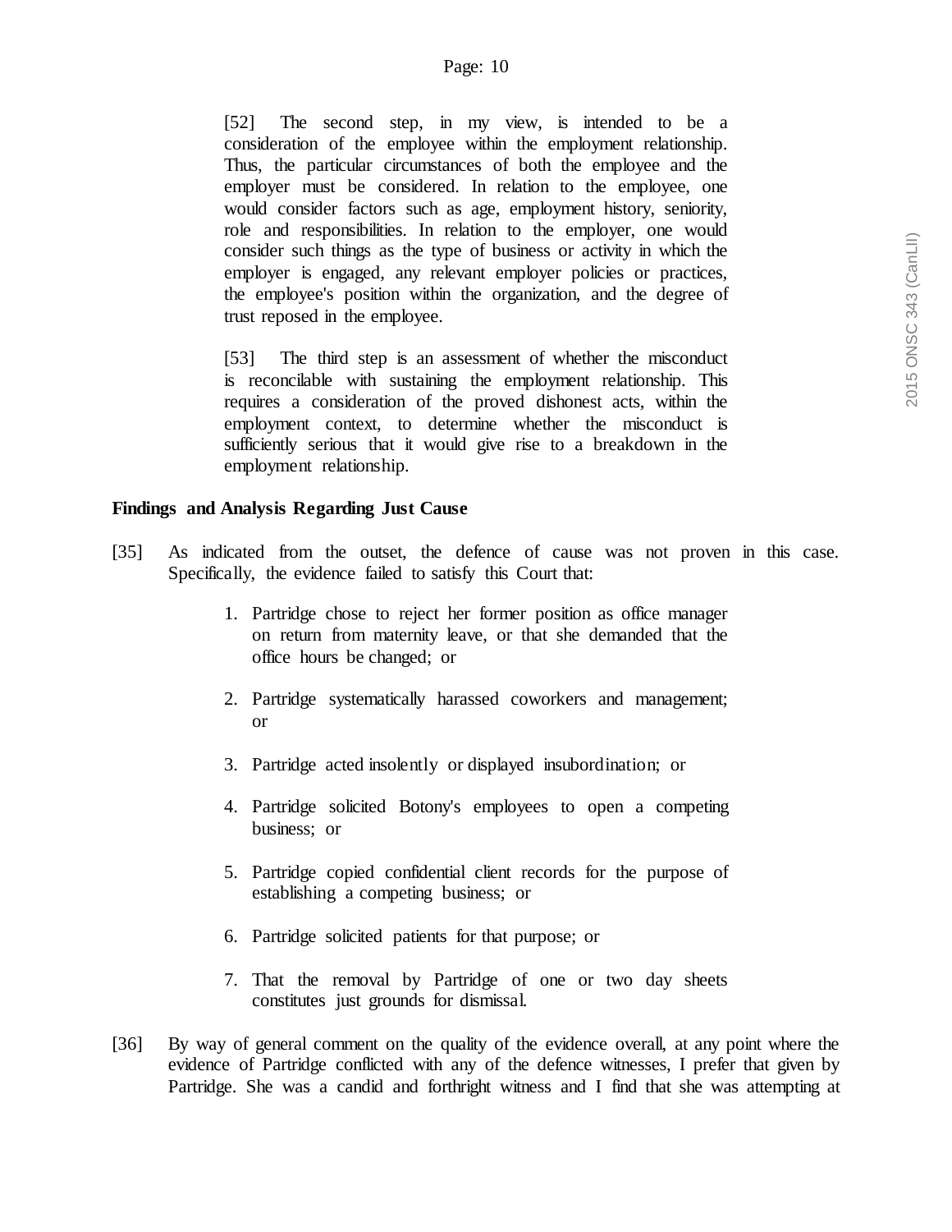> [52] The second step, in my view, is intended to be a consideration of the employee within the employment relationship. Thus, the particular circumstances of both the employee and the employer must be considered. In relation to the employee, one would consider factors such as age, employment history, seniority, role and responsibilities. In relation to the employer, one would consider such things as the type of business or activity in which the employer is engaged, any relevant employer policies or practices, the employee's position within the organization, and the degree of trust reposed in the employee.
>
> [53] The third step is an assessment of whether the misconduct is reconcilable with sustaining the employment relationship. This requires a consideration of the proved dishonest acts, within the employment context, to determine whether the misconduct is sufficiently serious that it would give rise to a breakdown in the employment relationship.

**Findings and Analysis Regarding Just Cause**

[35] As indicated from the outset, the defence of cause was not proven in this case. Specifically, the evidence failed to satisfy this Court that:

1. Partridge chose to reject her former position as office manager on return from maternity leave, or that she demanded that the office hours be changed; or
2. Partridge systematically harassed coworkers and management; or
3. Partridge acted insolently or displayed insubordination; or
4. Partridge solicited Botony's employees to open a competing business; or
5. Partridge copied confidential client records for the purpose of establishing a competing business; or
6. Partridge solicited patients for that purpose; or
7. That the removal by Partridge of one or two day sheets constitutes just grounds for dismissal.

[36] By way of general comment on the quality of the evidence overall, at any point where the evidence of Partridge conflicted with any of the defence witnesses, I prefer that given by Partridge. She was a candid and forthright witness and I find that she was attempting at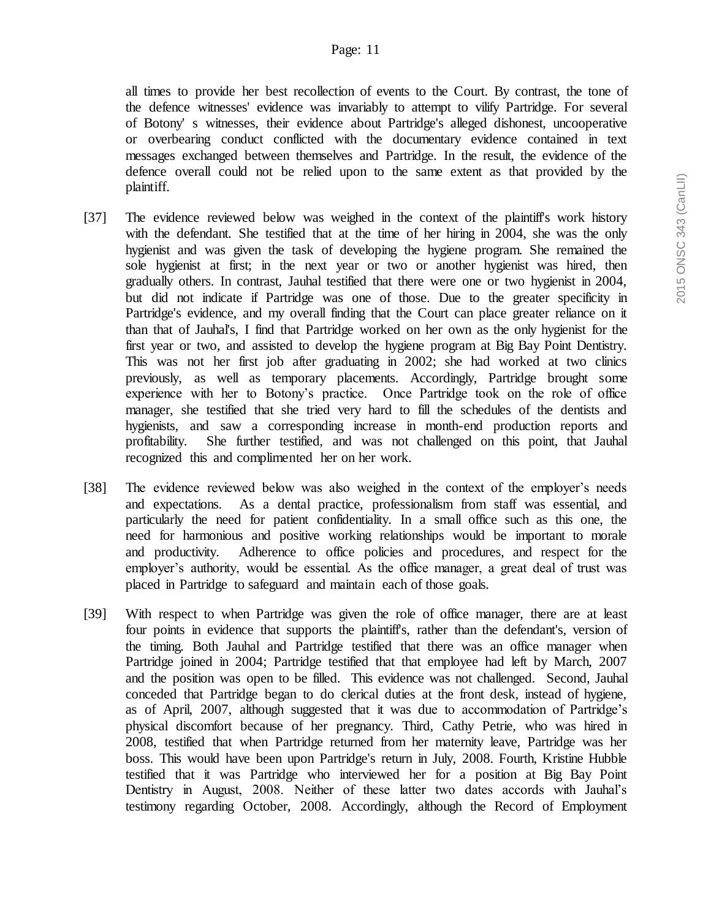all times to provide her best recollection of events to the Court. By contrast, the tone of the defence witnesses' evidence was invariably to attempt to vilify Partridge. For several of Botony' s witnesses, their evidence about Partridge's alleged dishonest, uncooperative or overbearing conduct conflicted with the documentary evidence contained in text messages exchanged between themselves and Partridge. In the result, the evidence of the defence overall could not be relied upon to the same extent as that provided by the plaintiff.

[37] The evidence reviewed below was weighed in the context of the plaintiff's work history with the defendant. She testified that at the time of her hiring in 2004, she was the only hygienist and was given the task of developing the hygiene program. She remained the sole hygienist at first; in the next year or two or another hygienist was hired, then gradually others. In contrast, Jauhal testified that there were one or two hygienist in 2004, but did not indicate if Partridge was one of those. Due to the greater specificity in Partridge's evidence, and my overall finding that the Court can place greater reliance on it than that of Jauhal's, I find that Partridge worked on her own as the only hygienist for the first year or two, and assisted to develop the hygiene program at Big Bay Point Dentistry. This was not her first job after graduating in 2002; she had worked at two clinics previously, as well as temporary placements. Accordingly, Partridge brought some experience with her to Botony's practice. Once Partridge took on the role of office manager, she testified that she tried very hard to fill the schedules of the dentists and hygienists, and saw a corresponding increase in month-end production reports and profitability. She further testified, and was not challenged on this point, that Jauhal recognized this and complimented her on her work.

[38] The evidence reviewed below was also weighed in the context of the employer's needs and expectations. As a dental practice, professionalism from staff was essential, and particularly the need for patient confidentiality. In a small office such as this one, the need for harmonious and positive working relationships would be important to morale and productivity. Adherence to office policies and procedures, and respect for the employer's authority, would be essential. As the office manager, a great deal of trust was placed in Partridge to safeguard and maintain each of those goals.

[39] With respect to when Partridge was given the role of office manager, there are at least four points in evidence that supports the plaintiff's, rather than the defendant's, version of the timing. Both Jauhal and Partridge testified that there was an office manager when Partridge joined in 2004; Partridge testified that that employee had left by March, 2007 and the position was open to be filled. This evidence was not challenged. Second, Jauhal conceded that Partridge began to do clerical duties at the front desk, instead of hygiene, as of April, 2007, although suggested that it was due to accommodation of Partridge's physical discomfort because of her pregnancy. Third, Cathy Petrie, who was hired in 2008, testified that when Partridge returned from her maternity leave, Partridge was her boss. This would have been upon Partridge's return in July, 2008. Fourth, Kristine Hubble testified that it was Partridge who interviewed her for a position at Big Bay Point Dentistry in August, 2008. Neither of these latter two dates accords with Jauhal's testimony regarding October, 2008. Accordingly, although the Record of Employment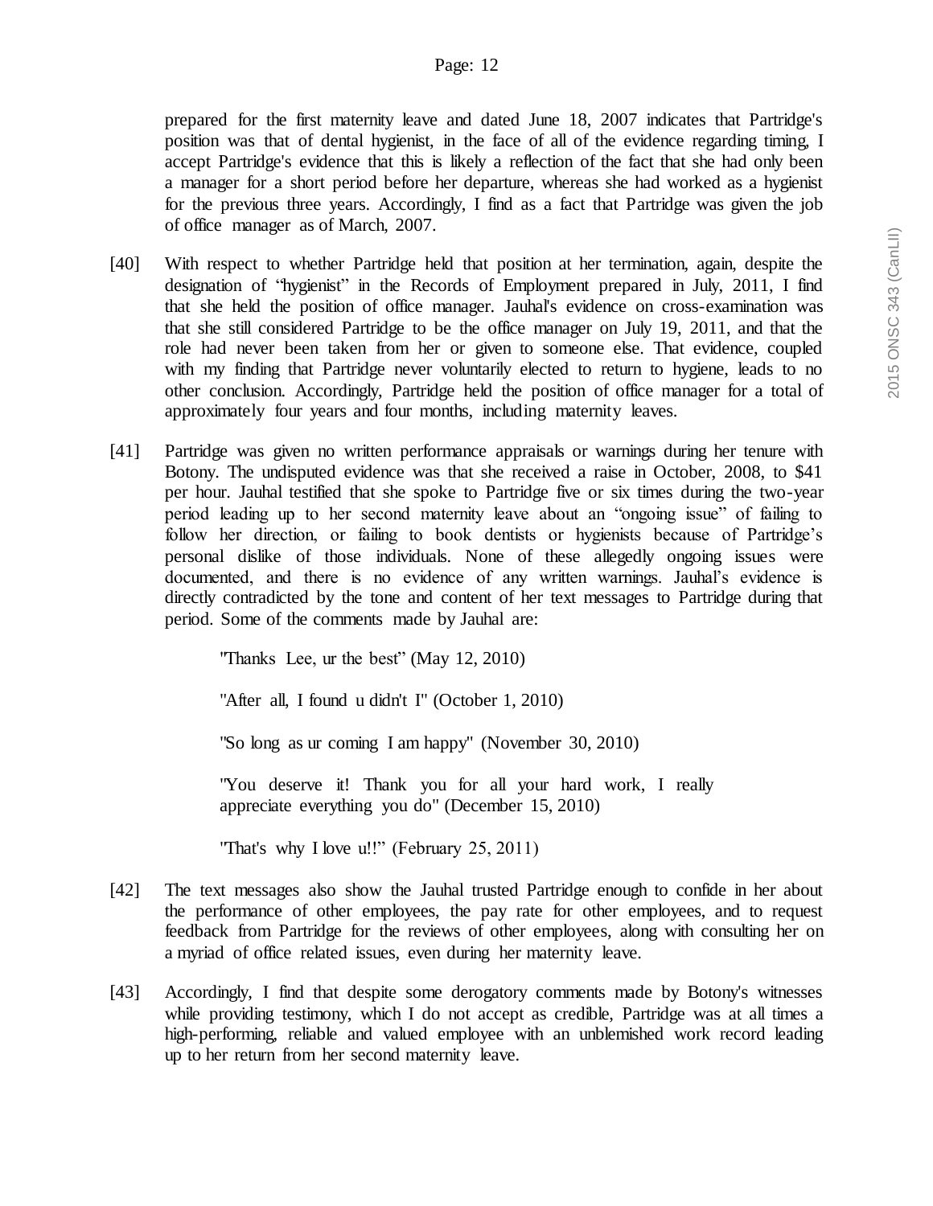prepared for the first maternity leave and dated June 18, 2007 indicates that Partridge's position was that of dental hygienist, in the face of all of the evidence regarding timing, I accept Partridge's evidence that this is likely a reflection of the fact that she had only been a manager for a short period before her departure, whereas she had worked as a hygienist for the previous three years. Accordingly, I find as a fact that Partridge was given the job of office manager as of March, 2007.

[40] With respect to whether Partridge held that position at her termination, again, despite the designation of "hygienist" in the Records of Employment prepared in July, 2011, I find that she held the position of office manager. Jauhal's evidence on cross-examination was that she still considered Partridge to be the office manager on July 19, 2011, and that the role had never been taken from her or given to someone else. That evidence, coupled with my finding that Partridge never voluntarily elected to return to hygiene, leads to no other conclusion. Accordingly, Partridge held the position of office manager for a total of approximately four years and four months, including maternity leaves.

[41] Partridge was given no written performance appraisals or warnings during her tenure with Botony. The undisputed evidence was that she received a raise in October, 2008, to $41 per hour. Jauhal testified that she spoke to Partridge five or six times during the two-year period leading up to her second maternity leave about an "ongoing issue" of failing to follow her direction, or failing to book dentists or hygienists because of Partridge's personal dislike of those individuals. None of these allegedly ongoing issues were documented, and there is no evidence of any written warnings. Jauhal's evidence is directly contradicted by the tone and content of her text messages to Partridge during that period. Some of the comments made by Jauhal are:

> "Thanks Lee, ur the best" (May 12, 2010)
>
> "After all, I found u didn't I" (October 1, 2010)
>
> "So long as ur coming I am happy" (November 30, 2010)
>
> "You deserve it! Thank you for all your hard work, I really appreciate everything you do" (December 15, 2010)
>
> "That's why I love u!!" (February 25, 2011)

[42] The text messages also show the Jauhal trusted Partridge enough to confide in her about the performance of other employees, the pay rate for other employees, and to request feedback from Partridge for the reviews of other employees, along with consulting her on a myriad of office related issues, even during her maternity leave.

[43] Accordingly, I find that despite some derogatory comments made by Botony's witnesses while providing testimony, which I do not accept as credible, Partridge was at all times a high-performing, reliable and valued employee with an unblemished work record leading up to her return from her second maternity leave.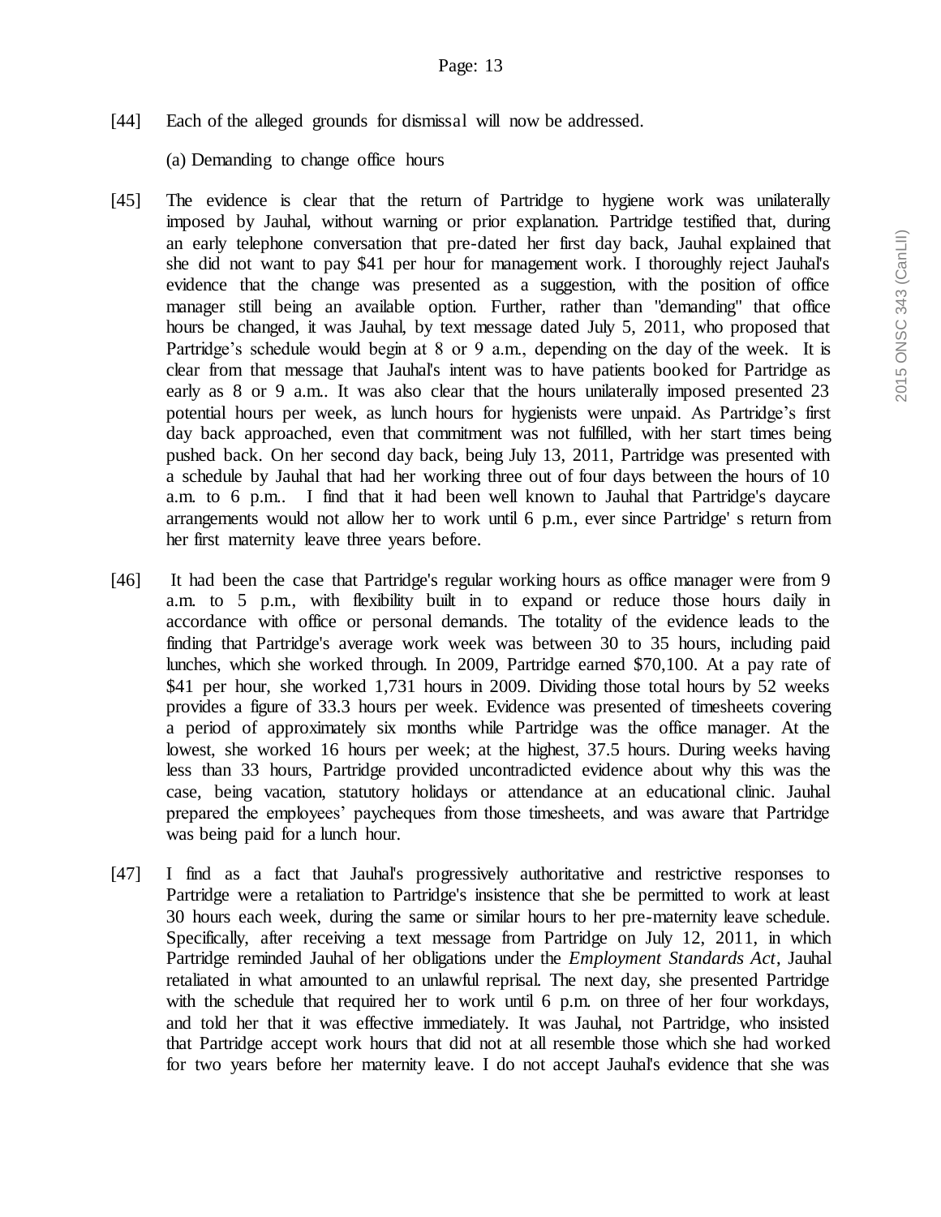[44] Each of the alleged grounds for dismissal will now be addressed.

(a) Demanding to change office hours

[45] The evidence is clear that the return of Partridge to hygiene work was unilaterally imposed by Jauhal, without warning or prior explanation. Partridge testified that, during an early telephone conversation that pre-dated her first day back, Jauhal explained that she did not want to pay $41 per hour for management work. I thoroughly reject Jauhal's evidence that the change was presented as a suggestion, with the position of office manager still being an available option. Further, rather than "demanding" that office hours be changed, it was Jauhal, by text message dated July 5, 2011, who proposed that Partridge's schedule would begin at 8 or 9 a.m., depending on the day of the week. It is clear from that message that Jauhal's intent was to have patients booked for Partridge as early as 8 or 9 a.m.. It was also clear that the hours unilaterally imposed presented 23 potential hours per week, as lunch hours for hygienists were unpaid. As Partridge's first day back approached, even that commitment was not fulfilled, with her start times being pushed back. On her second day back, being July 13, 2011, Partridge was presented with a schedule by Jauhal that had her working three out of four days between the hours of 10 a.m. to 6 p.m.. I find that it had been well known to Jauhal that Partridge's daycare arrangements would not allow her to work until 6 p.m., ever since Partridge' s return from her first maternity leave three years before.

[46] It had been the case that Partridge's regular working hours as office manager were from 9 a.m. to 5 p.m., with flexibility built in to expand or reduce those hours daily in accordance with office or personal demands. The totality of the evidence leads to the finding that Partridge's average work week was between 30 to 35 hours, including paid lunches, which she worked through. In 2009, Partridge earned $70,100. At a pay rate of $41 per hour, she worked 1,731 hours in 2009. Dividing those total hours by 52 weeks provides a figure of 33.3 hours per week. Evidence was presented of timesheets covering a period of approximately six months while Partridge was the office manager. At the lowest, she worked 16 hours per week; at the highest, 37.5 hours. During weeks having less than 33 hours, Partridge provided uncontradicted evidence about why this was the case, being vacation, statutory holidays or attendance at an educational clinic. Jauhal prepared the employees' paycheques from those timesheets, and was aware that Partridge was being paid for a lunch hour.

[47] I find as a fact that Jauhal's progressively authoritative and restrictive responses to Partridge were a retaliation to Partridge's insistence that she be permitted to work at least 30 hours each week, during the same or similar hours to her pre-maternity leave schedule. Specifically, after receiving a text message from Partridge on July 12, 2011, in which Partridge reminded Jauhal of her obligations under the *Employment Standards Act*, Jauhal retaliated in what amounted to an unlawful reprisal. The next day, she presented Partridge with the schedule that required her to work until 6 p.m. on three of her four workdays, and told her that it was effective immediately. It was Jauhal, not Partridge, who insisted that Partridge accept work hours that did not at all resemble those which she had worked for two years before her maternity leave. I do not accept Jauhal's evidence that she was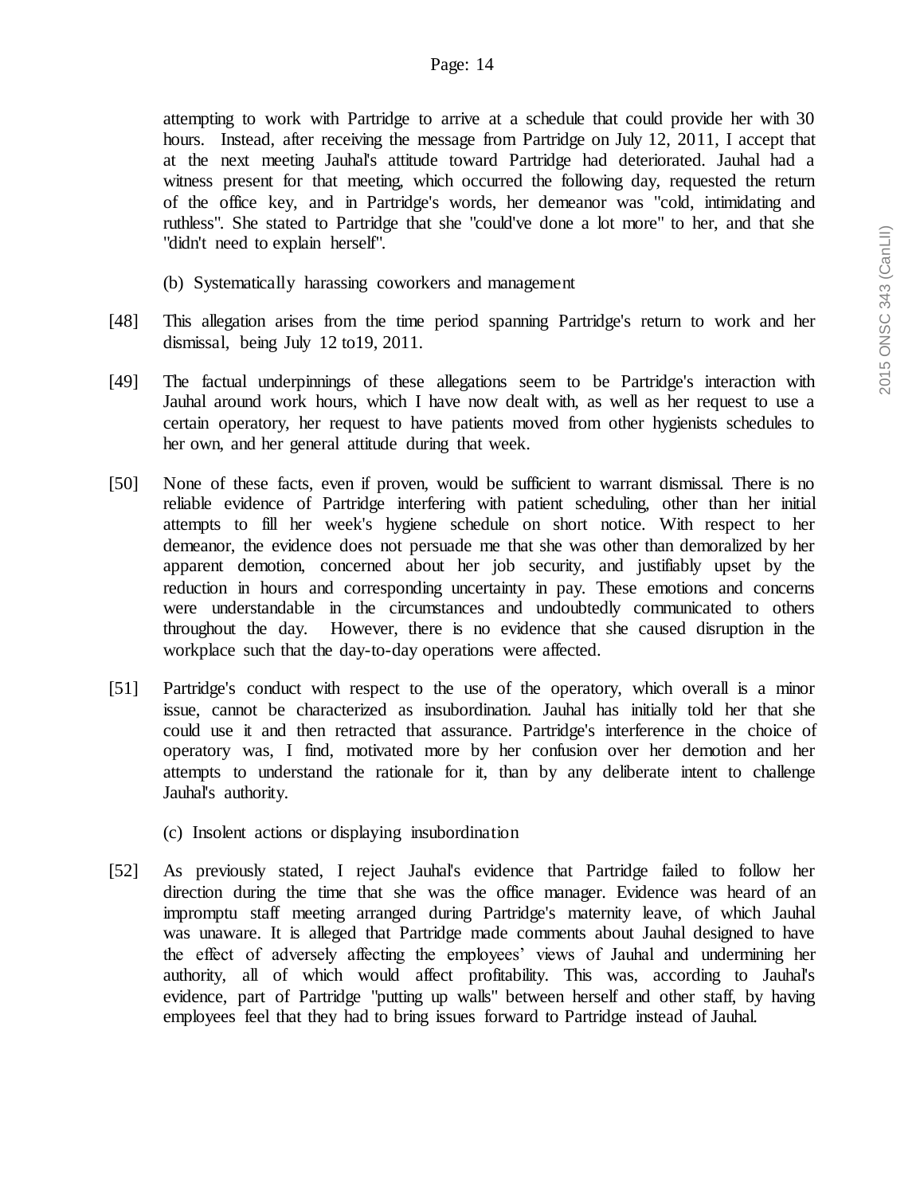attempting to work with Partridge to arrive at a schedule that could provide her with 30 hours. Instead, after receiving the message from Partridge on July 12, 2011, I accept that at the next meeting Jauhal's attitude toward Partridge had deteriorated. Jauhal had a witness present for that meeting, which occurred the following day, requested the return of the office key, and in Partridge's words, her demeanor was "cold, intimidating and ruthless". She stated to Partridge that she "could've done a lot more" to her, and that she "didn't need to explain herself".

(b) Systematically harassing coworkers and management

[48] This allegation arises from the time period spanning Partridge's return to work and her dismissal, being July 12 to19, 2011.

[49] The factual underpinnings of these allegations seem to be Partridge's interaction with Jauhal around work hours, which I have now dealt with, as well as her request to use a certain operatory, her request to have patients moved from other hygienists schedules to her own, and her general attitude during that week.

[50] None of these facts, even if proven, would be sufficient to warrant dismissal. There is no reliable evidence of Partridge interfering with patient scheduling, other than her initial attempts to fill her week's hygiene schedule on short notice. With respect to her demeanor, the evidence does not persuade me that she was other than demoralized by her apparent demotion, concerned about her job security, and justifiably upset by the reduction in hours and corresponding uncertainty in pay. These emotions and concerns were understandable in the circumstances and undoubtedly communicated to others throughout the day. However, there is no evidence that she caused disruption in the workplace such that the day-to-day operations were affected.

[51] Partridge's conduct with respect to the use of the operatory, which overall is a minor issue, cannot be characterized as insubordination. Jauhal has initially told her that she could use it and then retracted that assurance. Partridge's interference in the choice of operatory was, I find, motivated more by her confusion over her demotion and her attempts to understand the rationale for it, than by any deliberate intent to challenge Jauhal's authority.

(c) Insolent actions or displaying insubordination

[52] As previously stated, I reject Jauhal's evidence that Partridge failed to follow her direction during the time that she was the office manager. Evidence was heard of an impromptu staff meeting arranged during Partridge's maternity leave, of which Jauhal was unaware. It is alleged that Partridge made comments about Jauhal designed to have the effect of adversely affecting the employees' views of Jauhal and undermining her authority, all of which would affect profitability. This was, according to Jauhal's evidence, part of Partridge "putting up walls" between herself and other staff, by having employees feel that they had to bring issues forward to Partridge instead of Jauhal.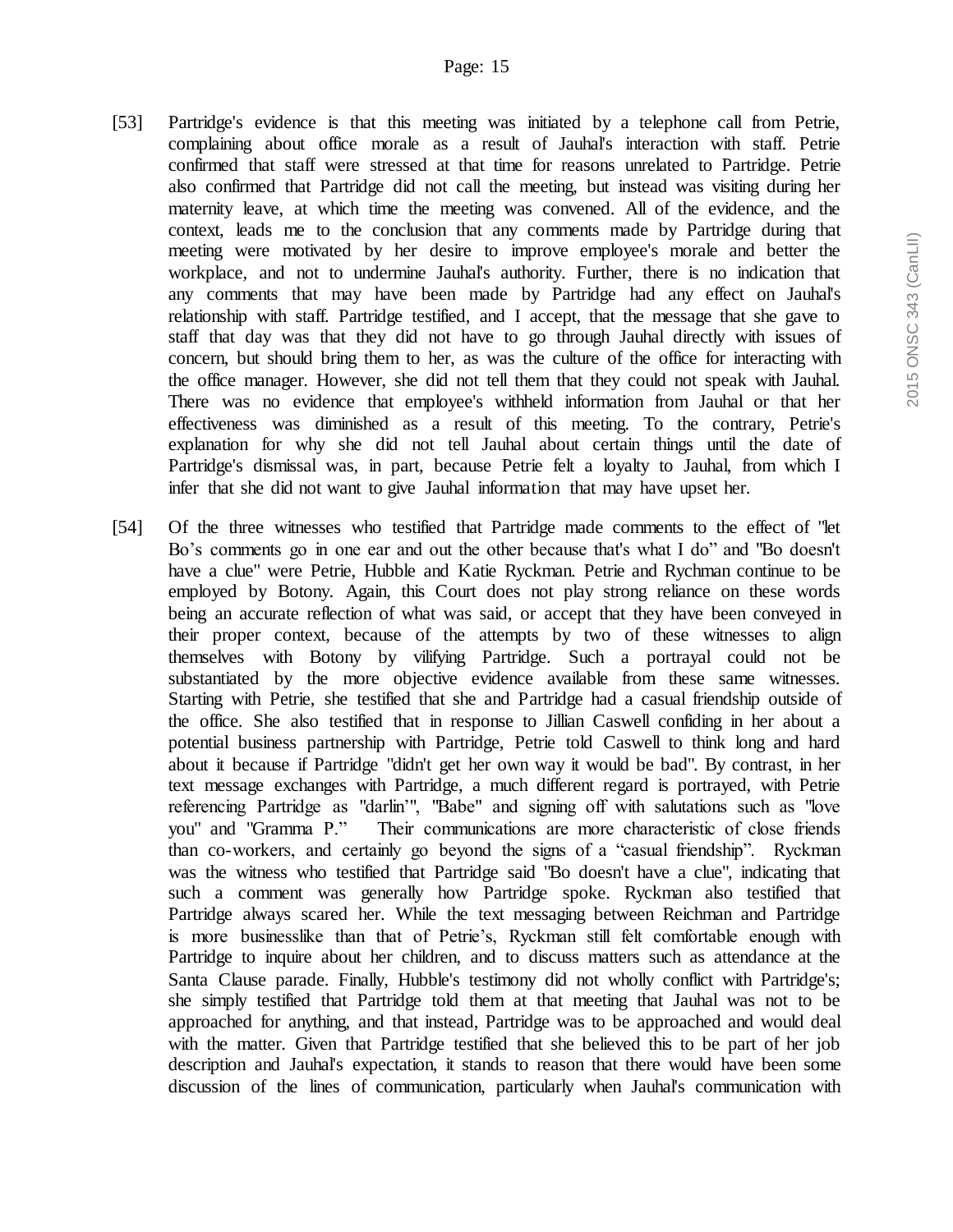[53] Partridge's evidence is that this meeting was initiated by a telephone call from Petrie, complaining about office morale as a result of Jauhal's interaction with staff. Petrie confirmed that staff were stressed at that time for reasons unrelated to Partridge. Petrie also confirmed that Partridge did not call the meeting, but instead was visiting during her maternity leave, at which time the meeting was convened. All of the evidence, and the context, leads me to the conclusion that any comments made by Partridge during that meeting were motivated by her desire to improve employee's morale and better the workplace, and not to undermine Jauhal's authority. Further, there is no indication that any comments that may have been made by Partridge had any effect on Jauhal's relationship with staff. Partridge testified, and I accept, that the message that she gave to staff that day was that they did not have to go through Jauhal directly with issues of concern, but should bring them to her, as was the culture of the office for interacting with the office manager. However, she did not tell them that they could not speak with Jauhal. There was no evidence that employee's withheld information from Jauhal or that her effectiveness was diminished as a result of this meeting. To the contrary, Petrie's explanation for why she did not tell Jauhal about certain things until the date of Partridge's dismissal was, in part, because Petrie felt a loyalty to Jauhal, from which I infer that she did not want to give Jauhal information that may have upset her.

[54] Of the three witnesses who testified that Partridge made comments to the effect of "let Bo's comments go in one ear and out the other because that's what I do" and "Bo doesn't have a clue" were Petrie, Hubble and Katie Ryckman. Petrie and Rychman continue to be employed by Botony. Again, this Court does not play strong reliance on these words being an accurate reflection of what was said, or accept that they have been conveyed in their proper context, because of the attempts by two of these witnesses to align themselves with Botony by vilifying Partridge. Such a portrayal could not be substantiated by the more objective evidence available from these same witnesses. Starting with Petrie, she testified that she and Partridge had a casual friendship outside of the office. She also testified that in response to Jillian Caswell confiding in her about a potential business partnership with Partridge, Petrie told Caswell to think long and hard about it because if Partridge "didn't get her own way it would be bad". By contrast, in her text message exchanges with Partridge, a much different regard is portrayed, with Petrie referencing Partridge as "darlin'", "Babe" and signing off with salutations such as "love you" and "Gramma P." Their communications are more characteristic of close friends than co-workers, and certainly go beyond the signs of a "casual friendship". Ryckman was the witness who testified that Partridge said "Bo doesn't have a clue", indicating that such a comment was generally how Partridge spoke. Ryckman also testified that Partridge always scared her. While the text messaging between Reichman and Partridge is more businesslike than that of Petrie's, Ryckman still felt comfortable enough with Partridge to inquire about her children, and to discuss matters such as attendance at the Santa Clause parade. Finally, Hubble's testimony did not wholly conflict with Partridge's; she simply testified that Partridge told them at that meeting that Jauhal was not to be approached for anything, and that instead, Partridge was to be approached and would deal with the matter. Given that Partridge testified that she believed this to be part of her job description and Jauhal's expectation, it stands to reason that there would have been some discussion of the lines of communication, particularly when Jauhal's communication with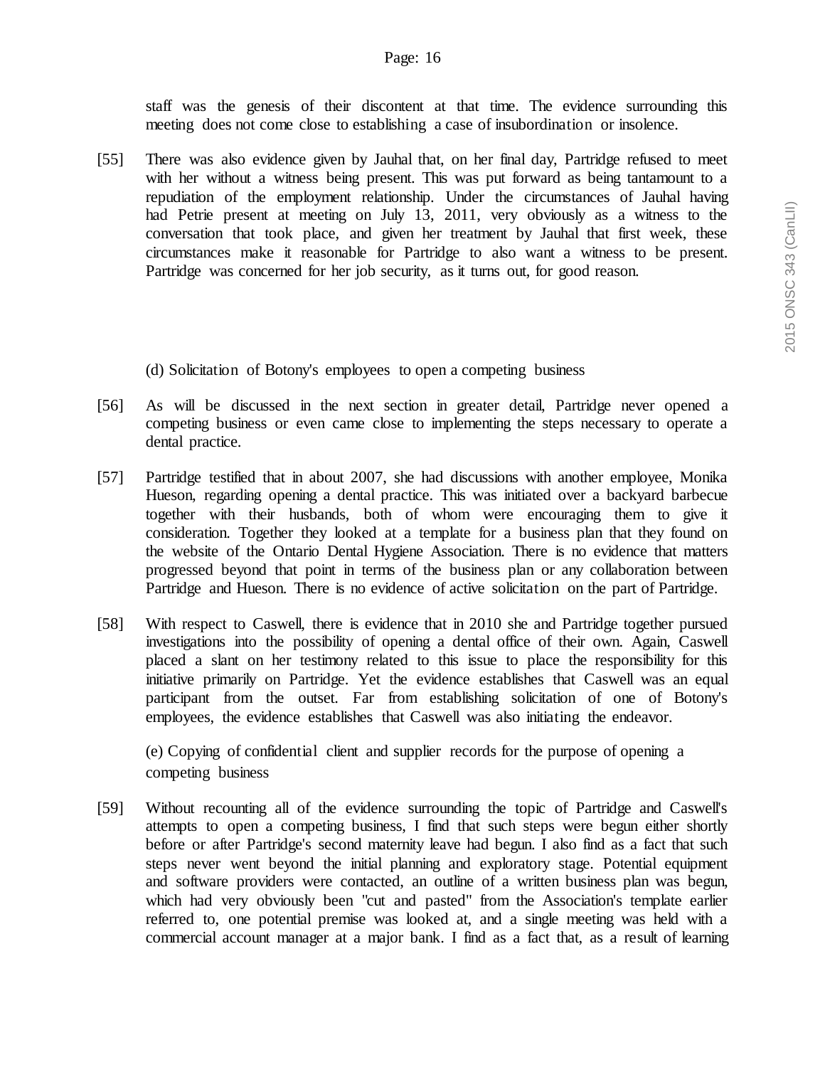staff was the genesis of their discontent at that time. The evidence surrounding this meeting does not come close to establishing a case of insubordination or insolence.

[55] There was also evidence given by Jauhal that, on her final day, Partridge refused to meet with her without a witness being present. This was put forward as being tantamount to a repudiation of the employment relationship. Under the circumstances of Jauhal having had Petrie present at meeting on July 13, 2011, very obviously as a witness to the conversation that took place, and given her treatment by Jauhal that first week, these circumstances make it reasonable for Partridge to also want a witness to be present. Partridge was concerned for her job security, as it turns out, for good reason.

(d) Solicitation of Botony's employees to open a competing business

[56] As will be discussed in the next section in greater detail, Partridge never opened a competing business or even came close to implementing the steps necessary to operate a dental practice.

[57] Partridge testified that in about 2007, she had discussions with another employee, Monika Hueson, regarding opening a dental practice. This was initiated over a backyard barbecue together with their husbands, both of whom were encouraging them to give it consideration. Together they looked at a template for a business plan that they found on the website of the Ontario Dental Hygiene Association. There is no evidence that matters progressed beyond that point in terms of the business plan or any collaboration between Partridge and Hueson. There is no evidence of active solicitation on the part of Partridge.

[58] With respect to Caswell, there is evidence that in 2010 she and Partridge together pursued investigations into the possibility of opening a dental office of their own. Again, Caswell placed a slant on her testimony related to this issue to place the responsibility for this initiative primarily on Partridge. Yet the evidence establishes that Caswell was an equal participant from the outset. Far from establishing solicitation of one of Botony's employees, the evidence establishes that Caswell was also initiating the endeavor.

(e) Copying of confidential client and supplier records for the purpose of opening a competing business

[59] Without recounting all of the evidence surrounding the topic of Partridge and Caswell's attempts to open a competing business, I find that such steps were begun either shortly before or after Partridge's second maternity leave had begun. I also find as a fact that such steps never went beyond the initial planning and exploratory stage. Potential equipment and software providers were contacted, an outline of a written business plan was begun, which had very obviously been "cut and pasted" from the Association's template earlier referred to, one potential premise was looked at, and a single meeting was held with a commercial account manager at a major bank. I find as a fact that, as a result of learning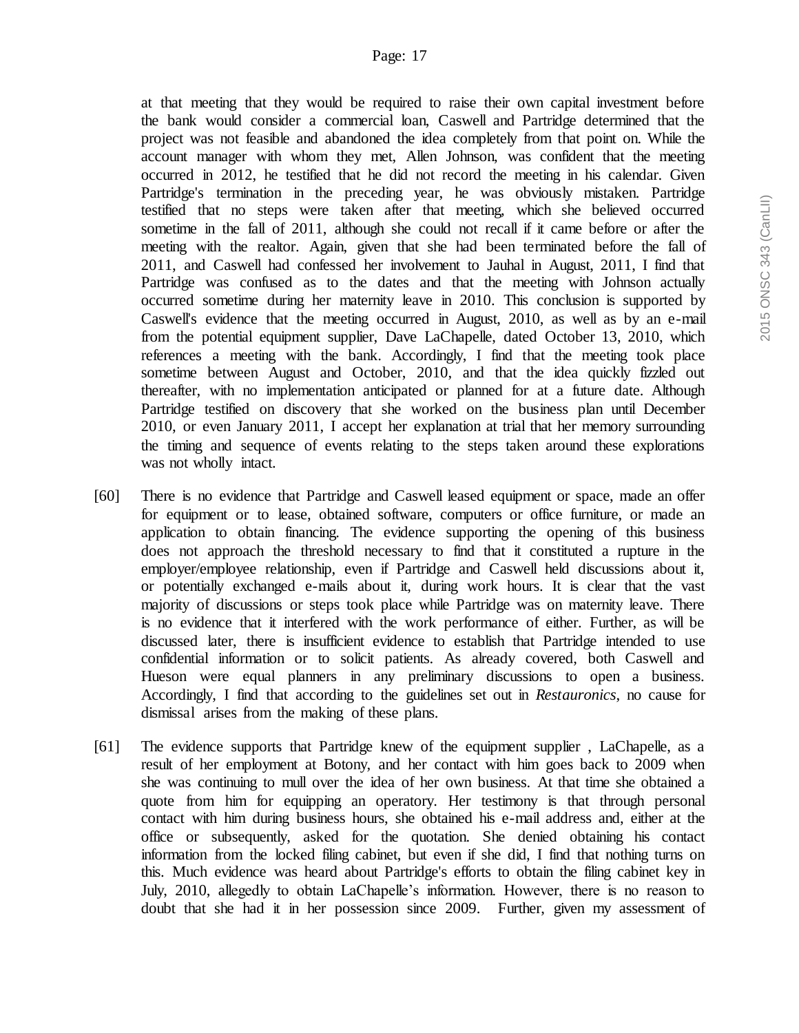at that meeting that they would be required to raise their own capital investment before the bank would consider a commercial loan, Caswell and Partridge determined that the project was not feasible and abandoned the idea completely from that point on. While the account manager with whom they met, Allen Johnson, was confident that the meeting occurred in 2012, he testified that he did not record the meeting in his calendar. Given Partridge's termination in the preceding year, he was obviously mistaken. Partridge testified that no steps were taken after that meeting, which she believed occurred sometime in the fall of 2011, although she could not recall if it came before or after the meeting with the realtor. Again, given that she had been terminated before the fall of 2011, and Caswell had confessed her involvement to Jauhal in August, 2011, I find that Partridge was confused as to the dates and that the meeting with Johnson actually occurred sometime during her maternity leave in 2010. This conclusion is supported by Caswell's evidence that the meeting occurred in August, 2010, as well as by an e-mail from the potential equipment supplier, Dave LaChapelle, dated October 13, 2010, which references a meeting with the bank. Accordingly, I find that the meeting took place sometime between August and October, 2010, and that the idea quickly fizzled out thereafter, with no implementation anticipated or planned for at a future date. Although Partridge testified on discovery that she worked on the business plan until December 2010, or even January 2011, I accept her explanation at trial that her memory surrounding the timing and sequence of events relating to the steps taken around these explorations was not wholly intact.

[60] There is no evidence that Partridge and Caswell leased equipment or space, made an offer for equipment or to lease, obtained software, computers or office furniture, or made an application to obtain financing. The evidence supporting the opening of this business does not approach the threshold necessary to find that it constituted a rupture in the employer/employee relationship, even if Partridge and Caswell held discussions about it, or potentially exchanged e-mails about it, during work hours. It is clear that the vast majority of discussions or steps took place while Partridge was on maternity leave. There is no evidence that it interfered with the work performance of either. Further, as will be discussed later, there is insufficient evidence to establish that Partridge intended to use confidential information or to solicit patients. As already covered, both Caswell and Hueson were equal planners in any preliminary discussions to open a business. Accordingly, I find that according to the guidelines set out in *Restauronics*, no cause for dismissal arises from the making of these plans.

[61] The evidence supports that Partridge knew of the equipment supplier , LaChapelle, as a result of her employment at Botony, and her contact with him goes back to 2009 when she was continuing to mull over the idea of her own business. At that time she obtained a quote from him for equipping an operatory. Her testimony is that through personal contact with him during business hours, she obtained his e-mail address and, either at the office or subsequently, asked for the quotation. She denied obtaining his contact information from the locked filing cabinet, but even if she did, I find that nothing turns on this. Much evidence was heard about Partridge's efforts to obtain the filing cabinet key in July, 2010, allegedly to obtain LaChapelle's information. However, there is no reason to doubt that she had it in her possession since 2009. Further, given my assessment of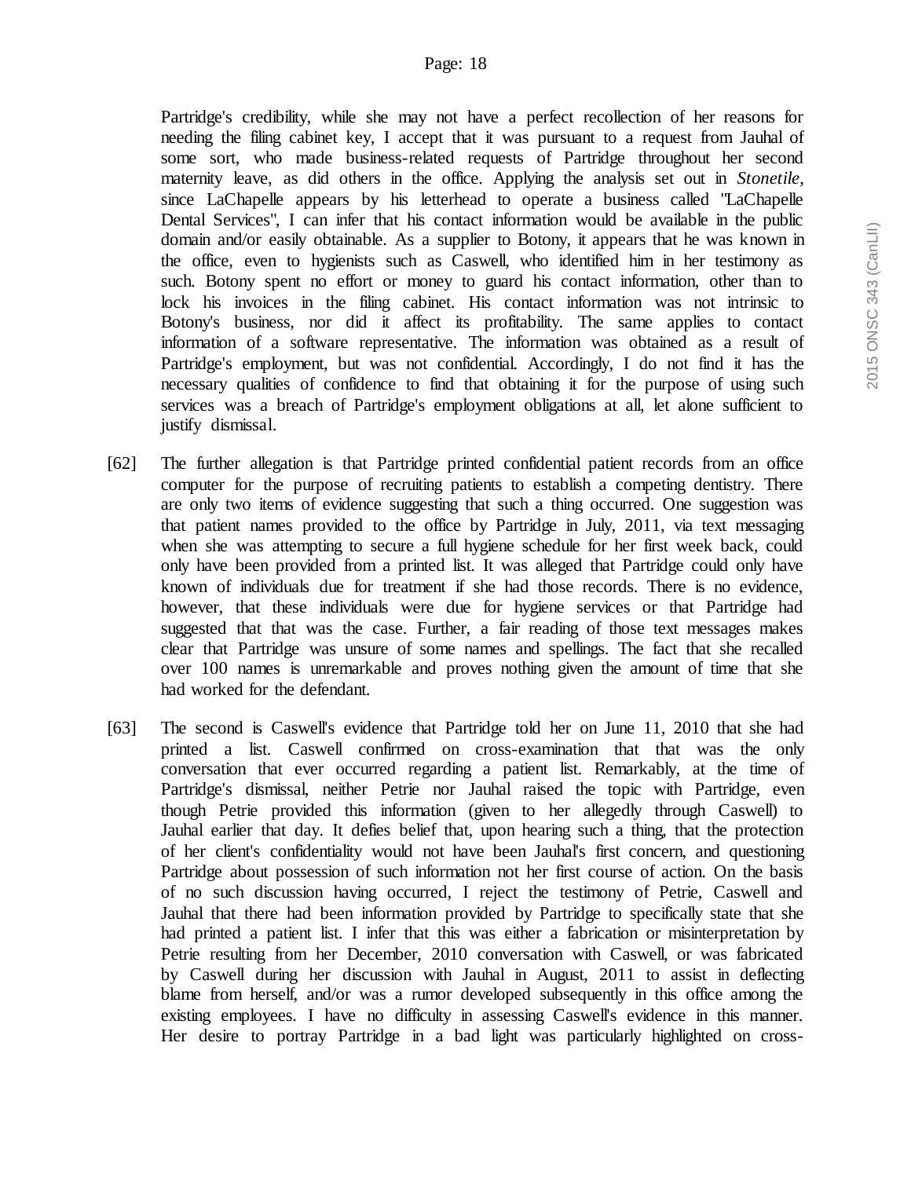Partridge's credibility, while she may not have a perfect recollection of her reasons for needing the filing cabinet key, I accept that it was pursuant to a request from Jauhal of some sort, who made business-related requests of Partridge throughout her second maternity leave, as did others in the office. Applying the analysis set out in *Stonetile*, since LaChapelle appears by his letterhead to operate a business called "LaChapelle Dental Services", I can infer that his contact information would be available in the public domain and/or easily obtainable. As a supplier to Botony, it appears that he was known in the office, even to hygienists such as Caswell, who identified him in her testimony as such. Botony spent no effort or money to guard his contact information, other than to lock his invoices in the filing cabinet. His contact information was not intrinsic to Botony's business, nor did it affect its profitability. The same applies to contact information of a software representative. The information was obtained as a result of Partridge's employment, but was not confidential. Accordingly, I do not find it has the necessary qualities of confidence to find that obtaining it for the purpose of using such services was a breach of Partridge's employment obligations at all, let alone sufficient to justify dismissal.

[62] The further allegation is that Partridge printed confidential patient records from an office computer for the purpose of recruiting patients to establish a competing dentistry. There are only two items of evidence suggesting that such a thing occurred. One suggestion was that patient names provided to the office by Partridge in July, 2011, via text messaging when she was attempting to secure a full hygiene schedule for her first week back, could only have been provided from a printed list. It was alleged that Partridge could only have known of individuals due for treatment if she had those records. There is no evidence, however, that these individuals were due for hygiene services or that Partridge had suggested that that was the case. Further, a fair reading of those text messages makes clear that Partridge was unsure of some names and spellings. The fact that she recalled over 100 names is unremarkable and proves nothing given the amount of time that she had worked for the defendant.

[63] The second is Caswell's evidence that Partridge told her on June 11, 2010 that she had printed a list. Caswell confirmed on cross-examination that that was the only conversation that ever occurred regarding a patient list. Remarkably, at the time of Partridge's dismissal, neither Petrie nor Jauhal raised the topic with Partridge, even though Petrie provided this information (given to her allegedly through Caswell) to Jauhal earlier that day. It defies belief that, upon hearing such a thing, that the protection of her client's confidentiality would not have been Jauhal's first concern, and questioning Partridge about possession of such information not her first course of action. On the basis of no such discussion having occurred, I reject the testimony of Petrie, Caswell and Jauhal that there had been information provided by Partridge to specifically state that she had printed a patient list. I infer that this was either a fabrication or misinterpretation by Petrie resulting from her December, 2010 conversation with Caswell, or was fabricated by Caswell during her discussion with Jauhal in August, 2011 to assist in deflecting blame from herself, and/or was a rumor developed subsequently in this office among the existing employees. I have no difficulty in assessing Caswell's evidence in this manner. Her desire to portray Partridge in a bad light was particularly highlighted on cross-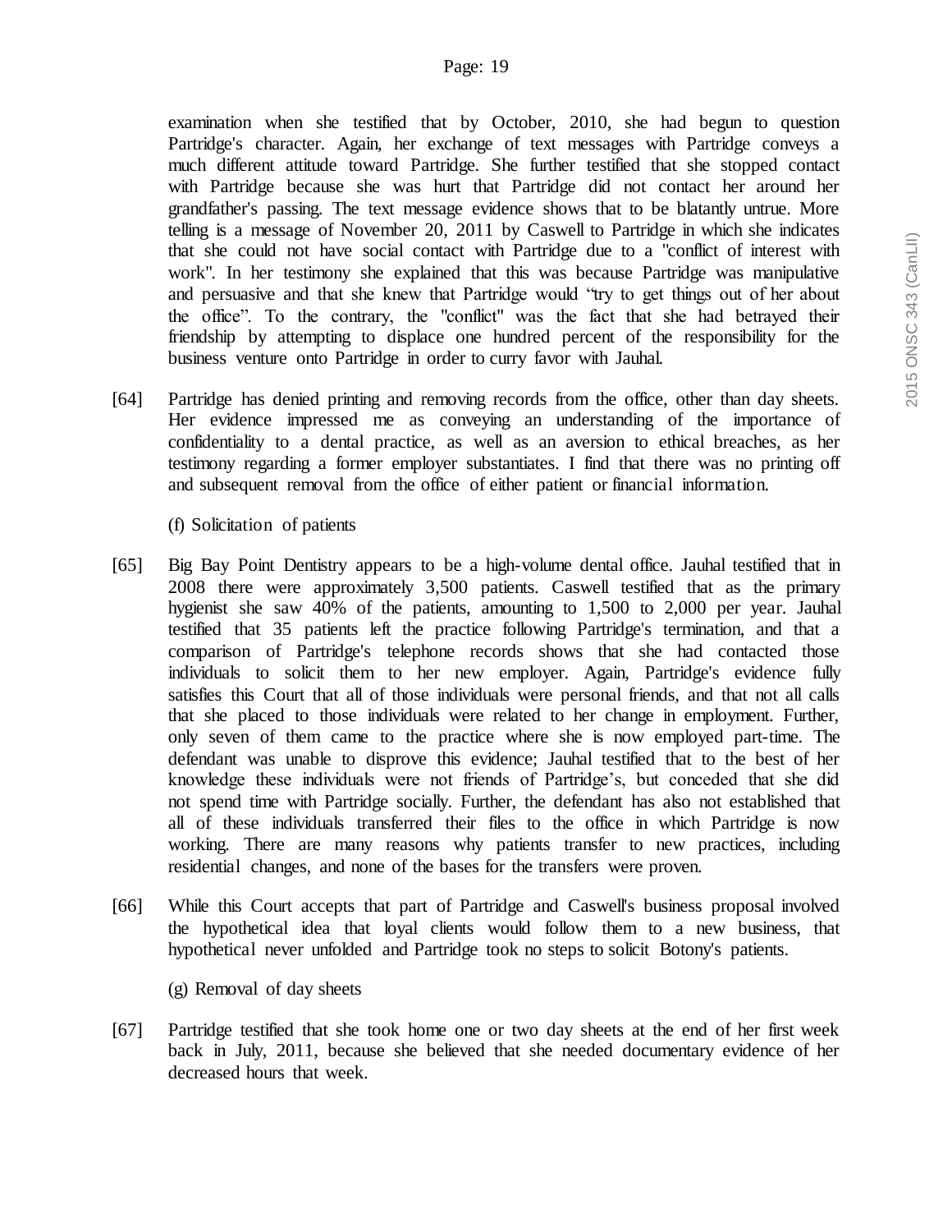examination when she testified that by October, 2010, she had begun to question Partridge's character. Again, her exchange of text messages with Partridge conveys a much different attitude toward Partridge. She further testified that she stopped contact with Partridge because she was hurt that Partridge did not contact her around her grandfather's passing. The text message evidence shows that to be blatantly untrue. More telling is a message of November 20, 2011 by Caswell to Partridge in which she indicates that she could not have social contact with Partridge due to a "conflict of interest with work". In her testimony she explained that this was because Partridge was manipulative and persuasive and that she knew that Partridge would "try to get things out of her about the office". To the contrary, the "conflict" was the fact that she had betrayed their friendship by attempting to displace one hundred percent of the responsibility for the business venture onto Partridge in order to curry favor with Jauhal.

[64] Partridge has denied printing and removing records from the office, other than day sheets. Her evidence impressed me as conveying an understanding of the importance of confidentiality to a dental practice, as well as an aversion to ethical breaches, as her testimony regarding a former employer substantiates. I find that there was no printing off and subsequent removal from the office of either patient or financial information.

(f) Solicitation of patients

[65] Big Bay Point Dentistry appears to be a high-volume dental office. Jauhal testified that in 2008 there were approximately 3,500 patients. Caswell testified that as the primary hygienist she saw 40% of the patients, amounting to 1,500 to 2,000 per year. Jauhal testified that 35 patients left the practice following Partridge's termination, and that a comparison of Partridge's telephone records shows that she had contacted those individuals to solicit them to her new employer. Again, Partridge's evidence fully satisfies this Court that all of those individuals were personal friends, and that not all calls that she placed to those individuals were related to her change in employment. Further, only seven of them came to the practice where she is now employed part-time. The defendant was unable to disprove this evidence; Jauhal testified that to the best of her knowledge these individuals were not friends of Partridge's, but conceded that she did not spend time with Partridge socially. Further, the defendant has also not established that all of these individuals transferred their files to the office in which Partridge is now working. There are many reasons why patients transfer to new practices, including residential changes, and none of the bases for the transfers were proven.

[66] While this Court accepts that part of Partridge and Caswell's business proposal involved the hypothetical idea that loyal clients would follow them to a new business, that hypothetical never unfolded and Partridge took no steps to solicit Botony's patients.

(g) Removal of day sheets

[67] Partridge testified that she took home one or two day sheets at the end of her first week back in July, 2011, because she believed that she needed documentary evidence of her decreased hours that week.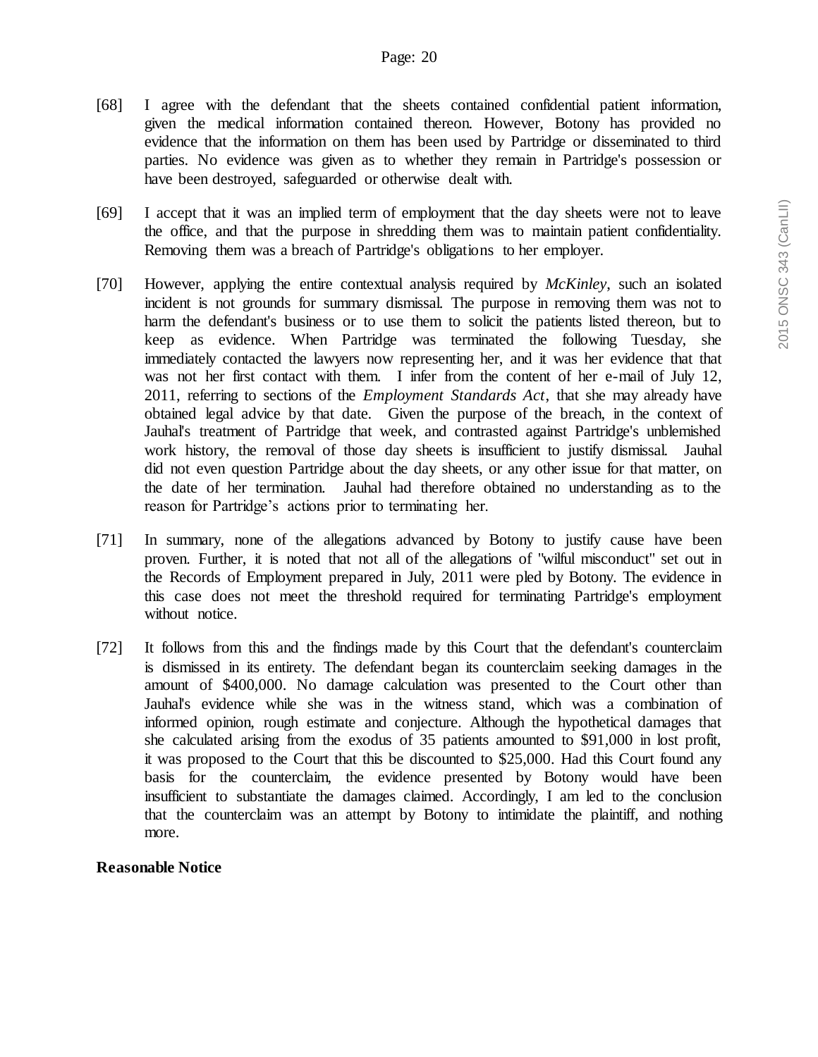[68] I agree with the defendant that the sheets contained confidential patient information, given the medical information contained thereon. However, Botony has provided no evidence that the information on them has been used by Partridge or disseminated to third parties. No evidence was given as to whether they remain in Partridge's possession or have been destroyed, safeguarded or otherwise dealt with.

[69] I accept that it was an implied term of employment that the day sheets were not to leave the office, and that the purpose in shredding them was to maintain patient confidentiality. Removing them was a breach of Partridge's obligations to her employer.

[70] However, applying the entire contextual analysis required by *McKinley*, such an isolated incident is not grounds for summary dismissal. The purpose in removing them was not to harm the defendant's business or to use them to solicit the patients listed thereon, but to keep as evidence. When Partridge was terminated the following Tuesday, she immediately contacted the lawyers now representing her, and it was her evidence that that was not her first contact with them. I infer from the content of her e-mail of July 12, 2011, referring to sections of the *Employment Standards Act*, that she may already have obtained legal advice by that date. Given the purpose of the breach, in the context of Jauhal's treatment of Partridge that week, and contrasted against Partridge's unblemished work history, the removal of those day sheets is insufficient to justify dismissal. Jauhal did not even question Partridge about the day sheets, or any other issue for that matter, on the date of her termination. Jauhal had therefore obtained no understanding as to the reason for Partridge's actions prior to terminating her.

[71] In summary, none of the allegations advanced by Botony to justify cause have been proven. Further, it is noted that not all of the allegations of "wilful misconduct" set out in the Records of Employment prepared in July, 2011 were pled by Botony. The evidence in this case does not meet the threshold required for terminating Partridge's employment without notice.

[72] It follows from this and the findings made by this Court that the defendant's counterclaim is dismissed in its entirety. The defendant began its counterclaim seeking damages in the amount of $400,000. No damage calculation was presented to the Court other than Jauhal's evidence while she was in the witness stand, which was a combination of informed opinion, rough estimate and conjecture. Although the hypothetical damages that she calculated arising from the exodus of 35 patients amounted to $91,000 in lost profit, it was proposed to the Court that this be discounted to $25,000. Had this Court found any basis for the counterclaim, the evidence presented by Botony would have been insufficient to substantiate the damages claimed. Accordingly, I am led to the conclusion that the counterclaim was an attempt by Botony to intimidate the plaintiff, and nothing more.

**Reasonable Notice**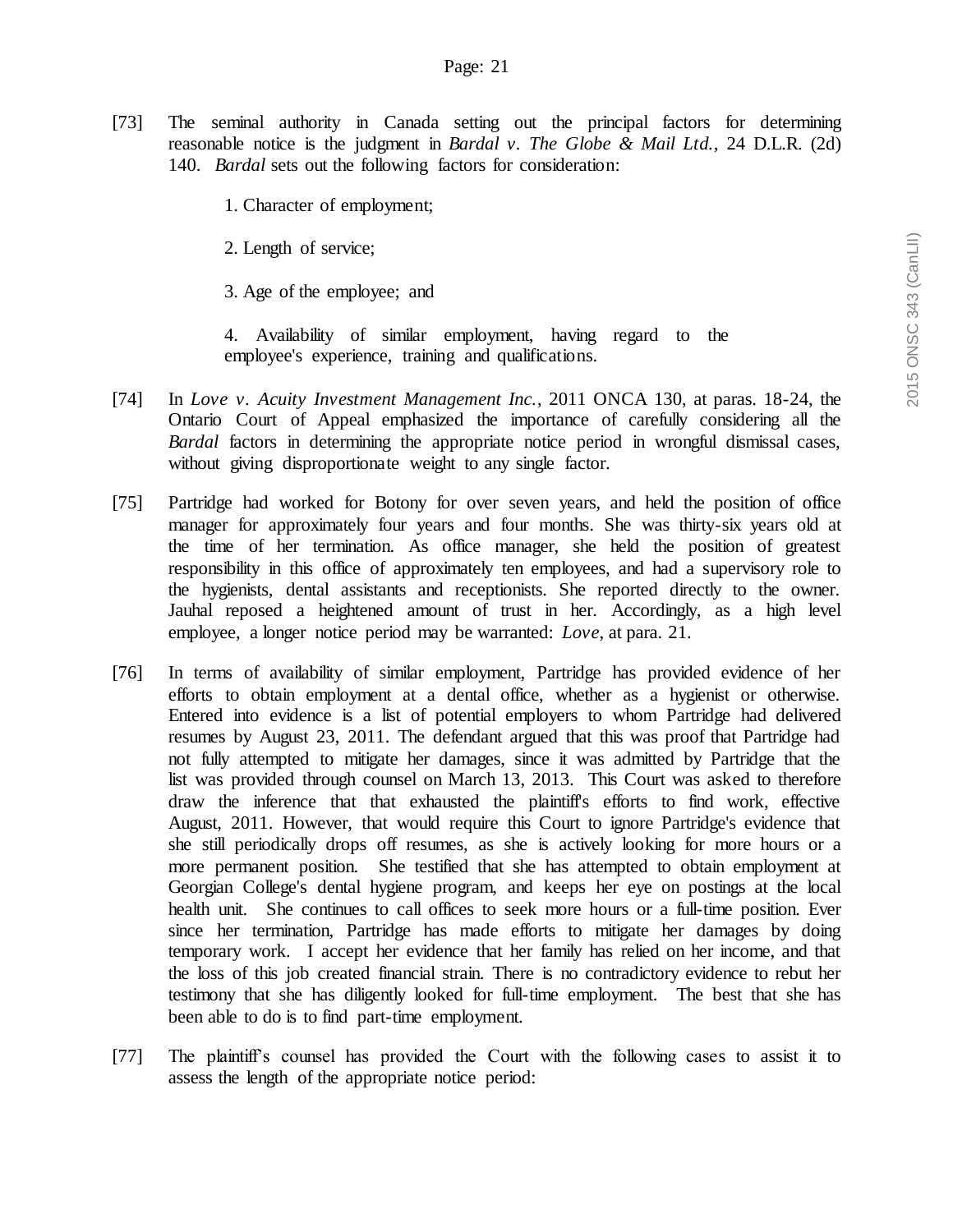[73] The seminal authority in Canada setting out the principal factors for determining reasonable notice is the judgment in *Bardal v. The Globe & Mail Ltd.*, 24 D.L.R. (2d) 140. *Bardal* sets out the following factors for consideration:

1. Character of employment;

2. Length of service;

3. Age of the employee; and

4. Availability of similar employment, having regard to the employee's experience, training and qualifications.

[74] In *Love v. Acuity Investment Management Inc.*, 2011 ONCA 130, at paras. 18-24, the Ontario Court of Appeal emphasized the importance of carefully considering all the *Bardal* factors in determining the appropriate notice period in wrongful dismissal cases, without giving disproportionate weight to any single factor.

[75] Partridge had worked for Botony for over seven years, and held the position of office manager for approximately four years and four months. She was thirty-six years old at the time of her termination. As office manager, she held the position of greatest responsibility in this office of approximately ten employees, and had a supervisory role to the hygienists, dental assistants and receptionists. She reported directly to the owner. Jauhal reposed a heightened amount of trust in her. Accordingly, as a high level employee, a longer notice period may be warranted: *Love*, at para. 21.

[76] In terms of availability of similar employment, Partridge has provided evidence of her efforts to obtain employment at a dental office, whether as a hygienist or otherwise. Entered into evidence is a list of potential employers to whom Partridge had delivered resumes by August 23, 2011. The defendant argued that this was proof that Partridge had not fully attempted to mitigate her damages, since it was admitted by Partridge that the list was provided through counsel on March 13, 2013. This Court was asked to therefore draw the inference that that exhausted the plaintiff's efforts to find work, effective August, 2011. However, that would require this Court to ignore Partridge's evidence that she still periodically drops off resumes, as she is actively looking for more hours or a more permanent position. She testified that she has attempted to obtain employment at Georgian College's dental hygiene program, and keeps her eye on postings at the local health unit. She continues to call offices to seek more hours or a full-time position. Ever since her termination, Partridge has made efforts to mitigate her damages by doing temporary work. I accept her evidence that her family has relied on her income, and that the loss of this job created financial strain. There is no contradictory evidence to rebut her testimony that she has diligently looked for full-time employment. The best that she has been able to do is to find part-time employment.

[77] The plaintiff's counsel has provided the Court with the following cases to assist it to assess the length of the appropriate notice period: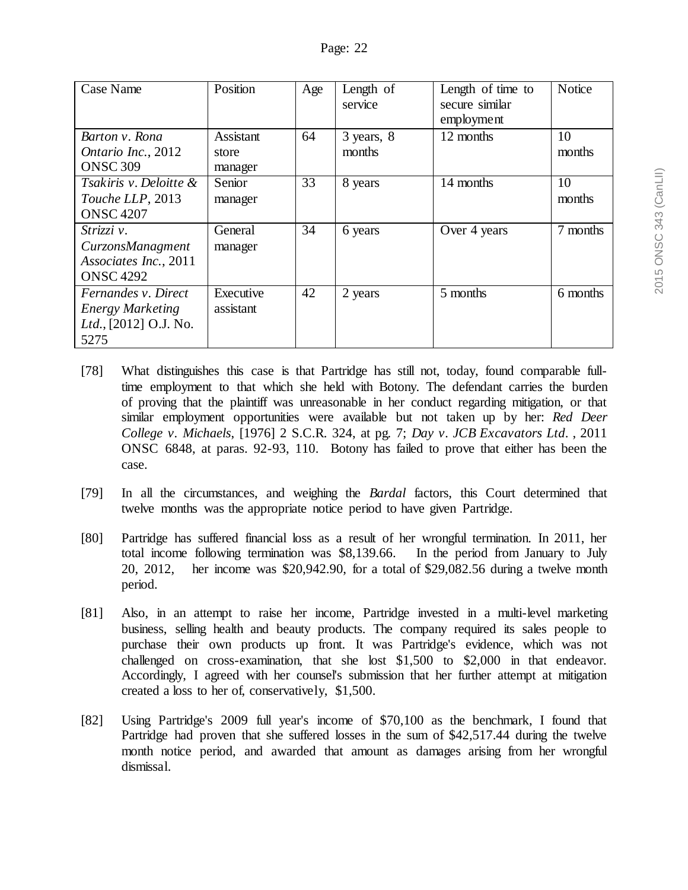| Case Name | Position | Age | Length of service | Length of time to secure similar employment | Notice |
| --- | --- | --- | --- | --- | --- |
| *Barton v. Rona Ontario Inc.*, 2012 ONSC 309 | Assistant store manager | 64 | 3 years, 8 months | 12 months | 10 months |
| *Tsakiris v. Deloitte & Touche LLP*, 2013 ONSC 4207 | Senior manager | 33 | 8 years | 14 months | 10 months |
| *Strizzi v. CurzonsManagment Associates Inc.*, 2011 ONSC 4292 | General manager | 34 | 6 years | Over 4 years | 7 months |
| *Fernandes v. Direct Energy Marketing Ltd.*, [2012] O.J. No. 5275 | Executive assistant | 42 | 2 years | 5 months | 6 months |

[78] What distinguishes this case is that Partridge has still not, today, found comparable full-time employment to that which she held with Botony. The defendant carries the burden of proving that the plaintiff was unreasonable in her conduct regarding mitigation, or that similar employment opportunities were available but not taken up by her: *Red Deer College v. Michaels*, [1976] 2 S.C.R. 324, at pg. 7; *Day v. JCB Excavators Ltd.* , 2011 ONSC 6848, at paras. 92-93, 110. Botony has failed to prove that either has been the case.

[79] In all the circumstances, and weighing the *Bardal* factors, this Court determined that twelve months was the appropriate notice period to have given Partridge.

[80] Partridge has suffered financial loss as a result of her wrongful termination. In 2011, her total income following termination was $8,139.66. In the period from January to July 20, 2012, her income was $20,942.90, for a total of $29,082.56 during a twelve month period.

[81] Also, in an attempt to raise her income, Partridge invested in a multi-level marketing business, selling health and beauty products. The company required its sales people to purchase their own products up front. It was Partridge's evidence, which was not challenged on cross-examination, that she lost $1,500 to $2,000 in that endeavor. Accordingly, I agreed with her counsel's submission that her further attempt at mitigation created a loss to her of, conservatively, $1,500.

[82] Using Partridge's 2009 full year's income of $70,100 as the benchmark, I found that Partridge had proven that she suffered losses in the sum of $42,517.44 during the twelve month notice period, and awarded that amount as damages arising from her wrongful dismissal.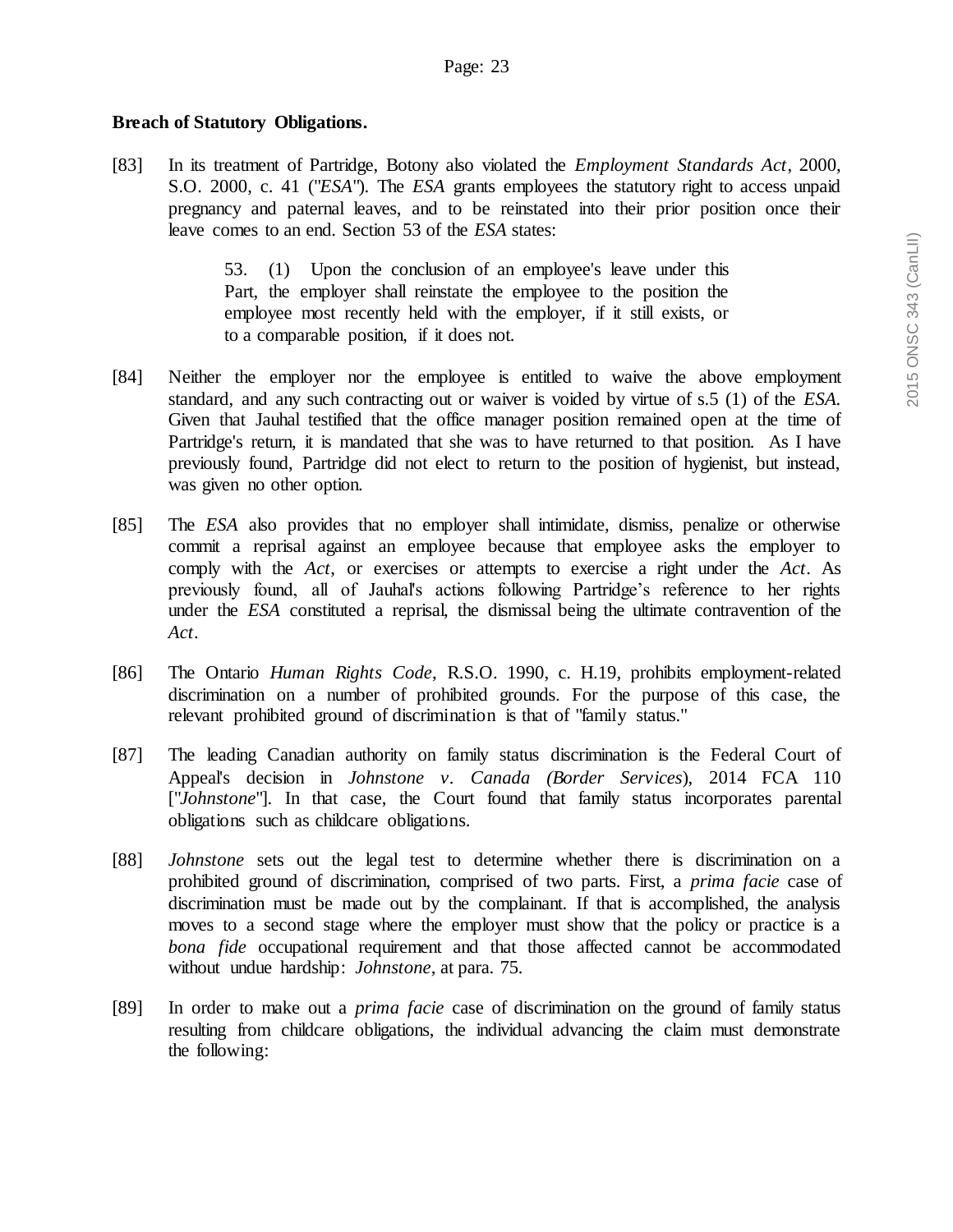**Breach of Statutory Obligations.**

[83] In its treatment of Partridge, Botony also violated the *Employment Standards Act*, 2000, S.O. 2000, c. 41 ("*ESA*"). The *ESA* grants employees the statutory right to access unpaid pregnancy and paternal leaves, and to be reinstated into their prior position once their leave comes to an end. Section 53 of the *ESA* states:

> 53. (1) Upon the conclusion of an employee's leave under this Part, the employer shall reinstate the employee to the position the employee most recently held with the employer, if it still exists, or to a comparable position, if it does not.

[84] Neither the employer nor the employee is entitled to waive the above employment standard, and any such contracting out or waiver is voided by virtue of s.5 (1) of the *ESA*. Given that Jauhal testified that the office manager position remained open at the time of Partridge's return, it is mandated that she was to have returned to that position. As I have previously found, Partridge did not elect to return to the position of hygienist, but instead, was given no other option.

[85] The *ESA* also provides that no employer shall intimidate, dismiss, penalize or otherwise commit a reprisal against an employee because that employee asks the employer to comply with the *Act*, or exercises or attempts to exercise a right under the *Act*. As previously found, all of Jauhal's actions following Partridge's reference to her rights under the *ESA* constituted a reprisal, the dismissal being the ultimate contravention of the *Act*.

[86] The Ontario *Human Rights Code*, R.S.O. 1990, c. H.19, prohibits employment-related discrimination on a number of prohibited grounds. For the purpose of this case, the relevant prohibited ground of discrimination is that of "family status."

[87] The leading Canadian authority on family status discrimination is the Federal Court of Appeal's decision in *Johnstone v. Canada (Border Services)*, 2014 FCA 110 ["*Johnstone*"]. In that case, the Court found that family status incorporates parental obligations such as childcare obligations.

[88] *Johnstone* sets out the legal test to determine whether there is discrimination on a prohibited ground of discrimination, comprised of two parts. First, a *prima facie* case of discrimination must be made out by the complainant. If that is accomplished, the analysis moves to a second stage where the employer must show that the policy or practice is a *bona fide* occupational requirement and that those affected cannot be accommodated without undue hardship: *Johnstone*, at para. 75.

[89] In order to make out a *prima facie* case of discrimination on the ground of family status resulting from childcare obligations, the individual advancing the claim must demonstrate the following: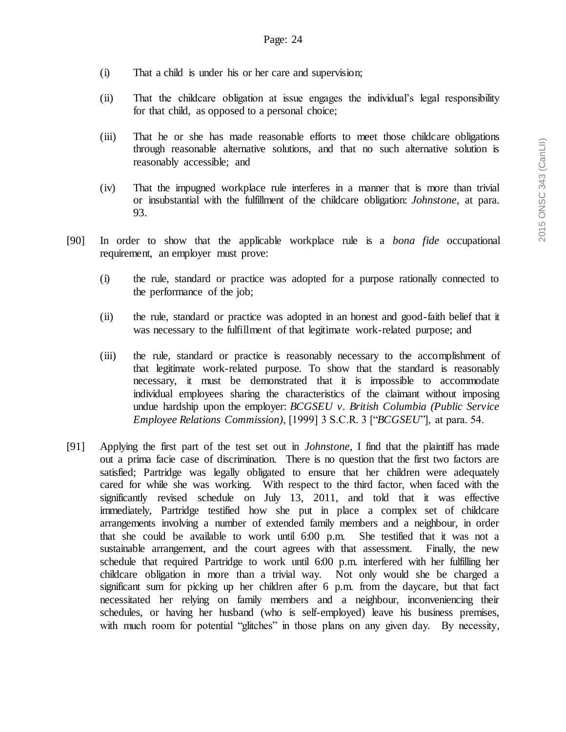(i) That a child is under his or her care and supervision;

(ii) That the childcare obligation at issue engages the individual's legal responsibility for that child, as opposed to a personal choice;

(iii) That he or she has made reasonable efforts to meet those childcare obligations through reasonable alternative solutions, and that no such alternative solution is reasonably accessible; and

(iv) That the impugned workplace rule interferes in a manner that is more than trivial or insubstantial with the fulfillment of the childcare obligation: *Johnstone*, at para. 93.

[90] In order to show that the applicable workplace rule is a *bona fide* occupational requirement, an employer must prove:

(i) the rule, standard or practice was adopted for a purpose rationally connected to the performance of the job;

(ii) the rule, standard or practice was adopted in an honest and good-faith belief that it was necessary to the fulfillment of that legitimate work-related purpose; and

(iii) the rule, standard or practice is reasonably necessary to the accomplishment of that legitimate work-related purpose. To show that the standard is reasonably necessary, it must be demonstrated that it is impossible to accommodate individual employees sharing the characteristics of the claimant without imposing undue hardship upon the employer: *BCGSEU v. British Columbia (Public Service Employee Relations Commission)*, [1999] 3 S.C.R. 3 ["*BCGSEU*"], at para. 54.

[91] Applying the first part of the test set out in *Johnstone*, I find that the plaintiff has made out a prima facie case of discrimination. There is no question that the first two factors are satisfied; Partridge was legally obligated to ensure that her children were adequately cared for while she was working. With respect to the third factor, when faced with the significantly revised schedule on July 13, 2011, and told that it was effective immediately, Partridge testified how she put in place a complex set of childcare arrangements involving a number of extended family members and a neighbour, in order that she could be available to work until 6:00 p.m. She testified that it was not a sustainable arrangement, and the court agrees with that assessment. Finally, the new schedule that required Partridge to work until 6:00 p.m. interfered with her fulfilling her childcare obligation in more than a trivial way. Not only would she be charged a significant sum for picking up her children after 6 p.m. from the daycare, but that fact necessitated her relying on family members and a neighbour, inconveniencing their schedules, or having her husband (who is self-employed) leave his business premises, with much room for potential "glitches" in those plans on any given day. By necessity,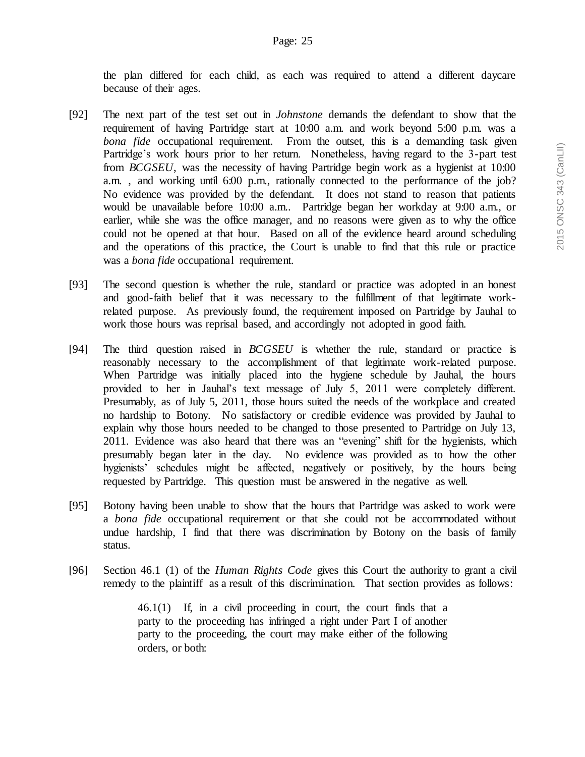the plan differed for each child, as each was required to attend a different daycare because of their ages.

[92] The next part of the test set out in *Johnstone* demands the defendant to show that the requirement of having Partridge start at 10:00 a.m. and work beyond 5:00 p.m. was a *bona fide* occupational requirement. From the outset, this is a demanding task given Partridge's work hours prior to her return. Nonetheless, having regard to the 3-part test from *BCGSEU*, was the necessity of having Partridge begin work as a hygienist at 10:00 a.m. , and working until 6:00 p.m., rationally connected to the performance of the job? No evidence was provided by the defendant. It does not stand to reason that patients would be unavailable before 10:00 a.m.. Partridge began her workday at 9:00 a.m., or earlier, while she was the office manager, and no reasons were given as to why the office could not be opened at that hour. Based on all of the evidence heard around scheduling and the operations of this practice, the Court is unable to find that this rule or practice was a *bona fide* occupational requirement.

[93] The second question is whether the rule, standard or practice was adopted in an honest and good-faith belief that it was necessary to the fulfillment of that legitimate work-related purpose. As previously found, the requirement imposed on Partridge by Jauhal to work those hours was reprisal based, and accordingly not adopted in good faith.

[94] The third question raised in *BCGSEU* is whether the rule, standard or practice is reasonably necessary to the accomplishment of that legitimate work-related purpose. When Partridge was initially placed into the hygiene schedule by Jauhal, the hours provided to her in Jauhal's text message of July 5, 2011 were completely different. Presumably, as of July 5, 2011, those hours suited the needs of the workplace and created no hardship to Botony. No satisfactory or credible evidence was provided by Jauhal to explain why those hours needed to be changed to those presented to Partridge on July 13, 2011. Evidence was also heard that there was an "evening" shift for the hygienists, which presumably began later in the day. No evidence was provided as to how the other hygienists' schedules might be affected, negatively or positively, by the hours being requested by Partridge. This question must be answered in the negative as well.

[95] Botony having been unable to show that the hours that Partridge was asked to work were a *bona fide* occupational requirement or that she could not be accommodated without undue hardship, I find that there was discrimination by Botony on the basis of family status.

[96] Section 46.1 (1) of the *Human Rights Code* gives this Court the authority to grant a civil remedy to the plaintiff as a result of this discrimination. That section provides as follows:

> 46.1(1) If, in a civil proceeding in court, the court finds that a party to the proceeding has infringed a right under Part I of another party to the proceeding, the court may make either of the following orders, or both: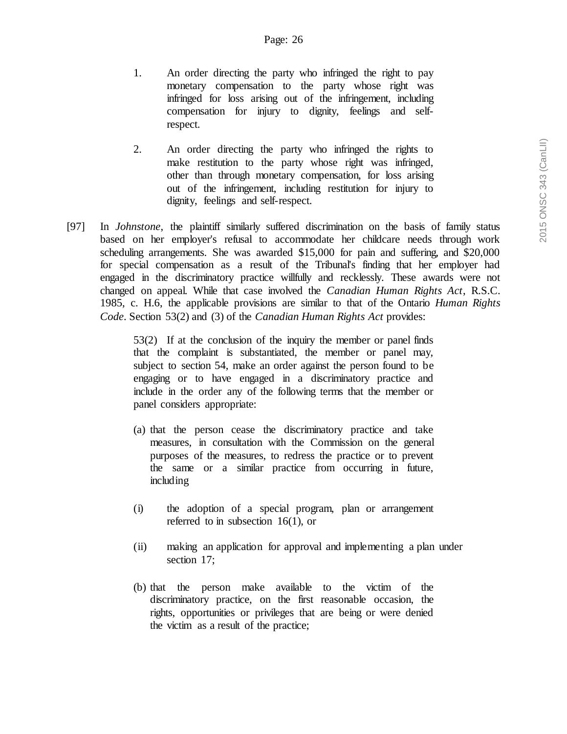1. An order directing the party who infringed the right to pay monetary compensation to the party whose right was infringed for loss arising out of the infringement, including compensation for injury to dignity, feelings and self-respect.

2. An order directing the party who infringed the rights to make restitution to the party whose right was infringed, other than through monetary compensation, for loss arising out of the infringement, including restitution for injury to dignity, feelings and self-respect.

[97] In *Johnstone*, the plaintiff similarly suffered discrimination on the basis of family status based on her employer's refusal to accommodate her childcare needs through work scheduling arrangements. She was awarded $15,000 for pain and suffering, and $20,000 for special compensation as a result of the Tribunal's finding that her employer had engaged in the discriminatory practice willfully and recklessly. These awards were not changed on appeal. While that case involved the *Canadian Human Rights Act*, R.S.C. 1985, c. H.6, the applicable provisions are similar to that of the Ontario *Human Rights Code*. Section 53(2) and (3) of the *Canadian Human Rights Act* provides:

> 53(2) If at the conclusion of the inquiry the member or panel finds that the complaint is substantiated, the member or panel may, subject to section 54, make an order against the person found to be engaging or to have engaged in a discriminatory practice and include in the order any of the following terms that the member or panel considers appropriate:
>
> (a) that the person cease the discriminatory practice and take measures, in consultation with the Commission on the general purposes of the measures, to redress the practice or to prevent the same or a similar practice from occurring in future, including
>
> (i) the adoption of a special program, plan or arrangement referred to in subsection 16(1), or
>
> (ii) making an application for approval and implementing a plan under section 17;
>
> (b) that the person make available to the victim of the discriminatory practice, on the first reasonable occasion, the rights, opportunities or privileges that are being or were denied the victim as a result of the practice;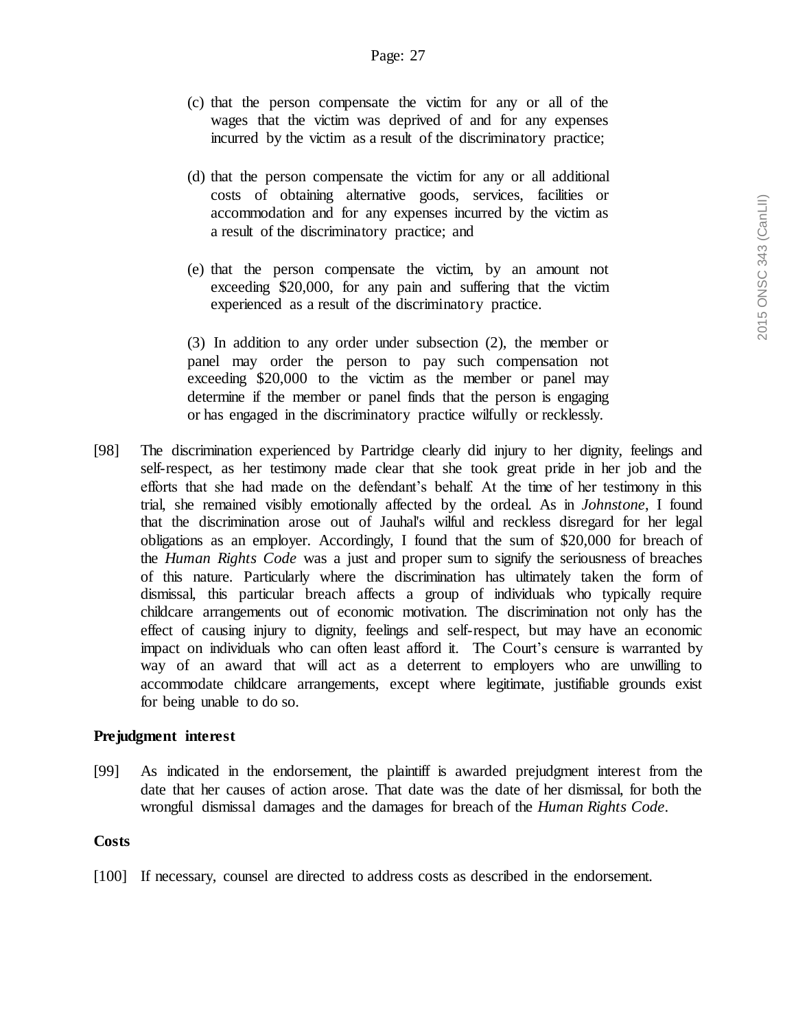> (c) that the person compensate the victim for any or all of the wages that the victim was deprived of and for any expenses incurred by the victim as a result of the discriminatory practice;
>
> (d) that the person compensate the victim for any or all additional costs of obtaining alternative goods, services, facilities or accommodation and for any expenses incurred by the victim as a result of the discriminatory practice; and
>
> (e) that the person compensate the victim, by an amount not exceeding $20,000, for any pain and suffering that the victim experienced as a result of the discriminatory practice.
>
> (3) In addition to any order under subsection (2), the member or panel may order the person to pay such compensation not exceeding $20,000 to the victim as the member or panel may determine if the member or panel finds that the person is engaging or has engaged in the discriminatory practice wilfully or recklessly.

[98] The discrimination experienced by Partridge clearly did injury to her dignity, feelings and self-respect, as her testimony made clear that she took great pride in her job and the efforts that she had made on the defendant's behalf. At the time of her testimony in this trial, she remained visibly emotionally affected by the ordeal. As in *Johnstone*, I found that the discrimination arose out of Jauhal's wilful and reckless disregard for her legal obligations as an employer. Accordingly, I found that the sum of $20,000 for breach of the *Human Rights Code* was a just and proper sum to signify the seriousness of breaches of this nature. Particularly where the discrimination has ultimately taken the form of dismissal, this particular breach affects a group of individuals who typically require childcare arrangements out of economic motivation. The discrimination not only has the effect of causing injury to dignity, feelings and self-respect, but may have an economic impact on individuals who can often least afford it. The Court's censure is warranted by way of an award that will act as a deterrent to employers who are unwilling to accommodate childcare arrangements, except where legitimate, justifiable grounds exist for being unable to do so.

**Prejudgment interest**

[99] As indicated in the endorsement, the plaintiff is awarded prejudgment interest from the date that her causes of action arose. That date was the date of her dismissal, for both the wrongful dismissal damages and the damages for breach of the *Human Rights Code*.

**Costs**

[100] If necessary, counsel are directed to address costs as described in the endorsement.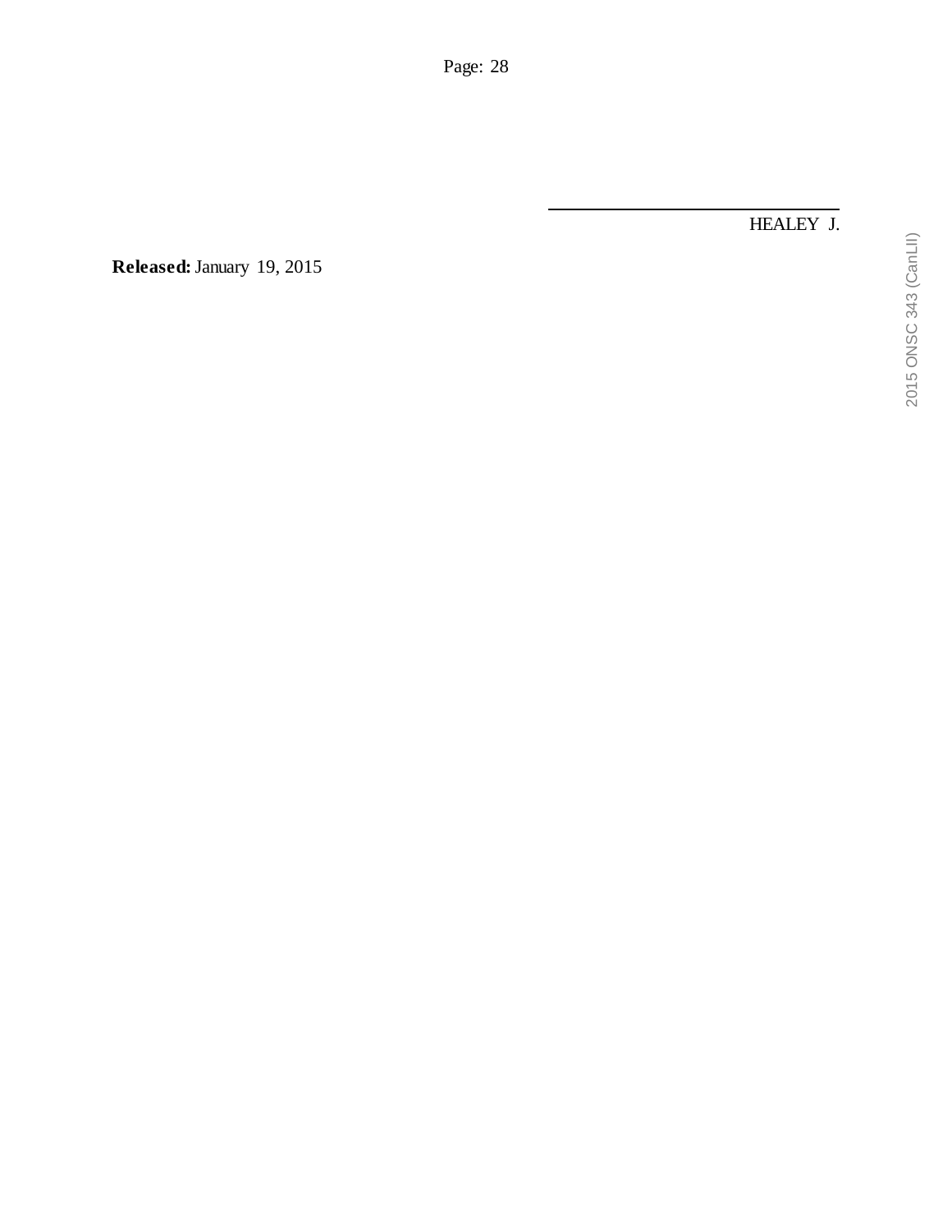HEALEY J.

**Released:** January 19, 2015